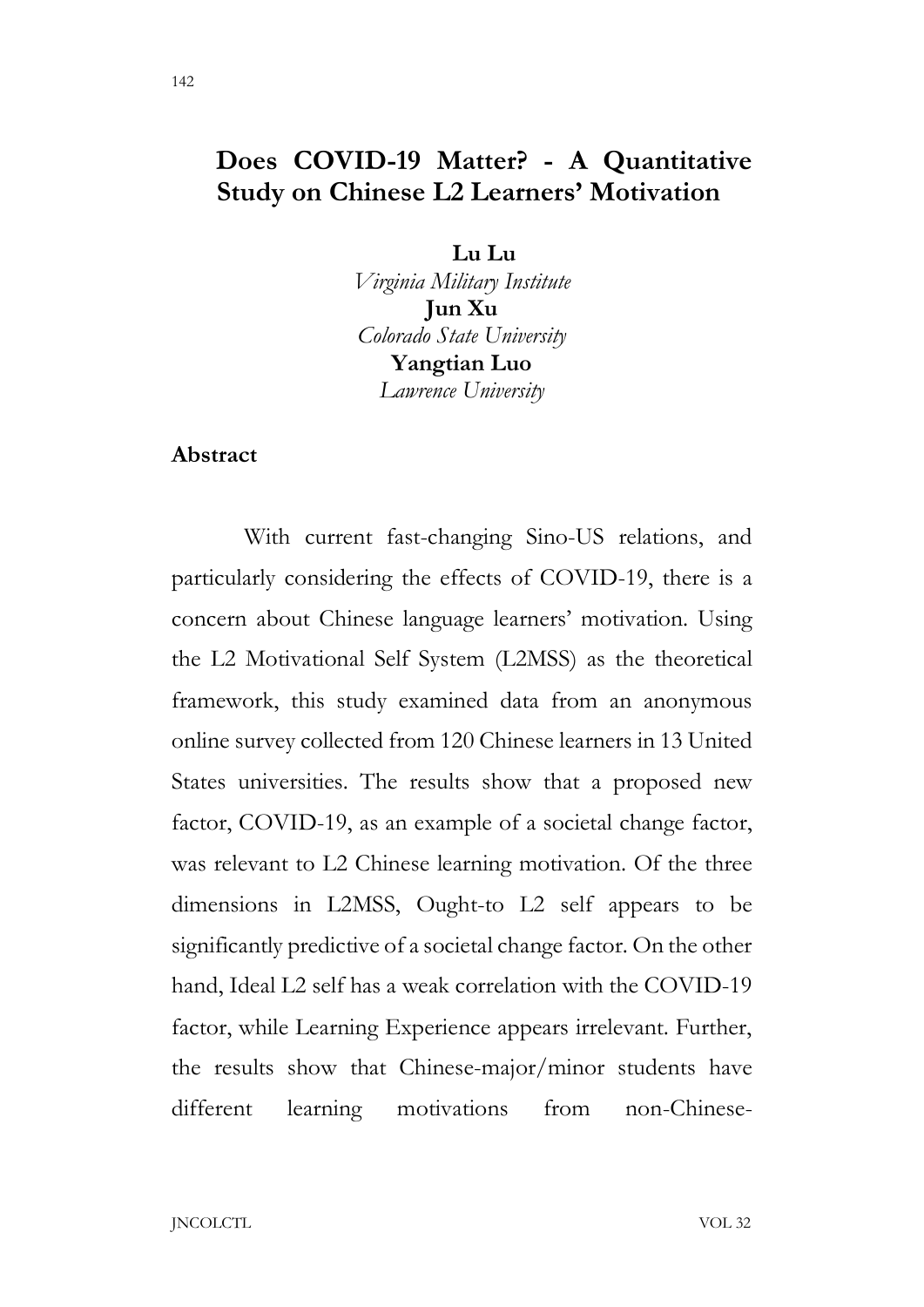# Does COVID-19 Matter? - A Quantitative Study on Chinese L2 Learners' Motivation

**Lu Lu**
*Virginia Military Institute*
**Jun Xu**
*Colorado State University*
**Yangtian Luo**
*Lawrence University*

## Abstract

With current fast-changing Sino-US relations, and particularly considering the effects of COVID-19, there is a concern about Chinese language learners' motivation. Using the L2 Motivational Self System (L2MSS) as the theoretical framework, this study examined data from an anonymous online survey collected from 120 Chinese learners in 13 United States universities. The results show that a proposed new factor, COVID-19, as an example of a societal change factor, was relevant to L2 Chinese learning motivation. Of the three dimensions in L2MSS, Ought-to L2 self appears to be significantly predictive of a societal change factor. On the other hand, Ideal L2 self has a weak correlation with the COVID-19 factor, while Learning Experience appears irrelevant. Further, the results show that Chinese-major/minor students have different learning motivations from non-Chinese-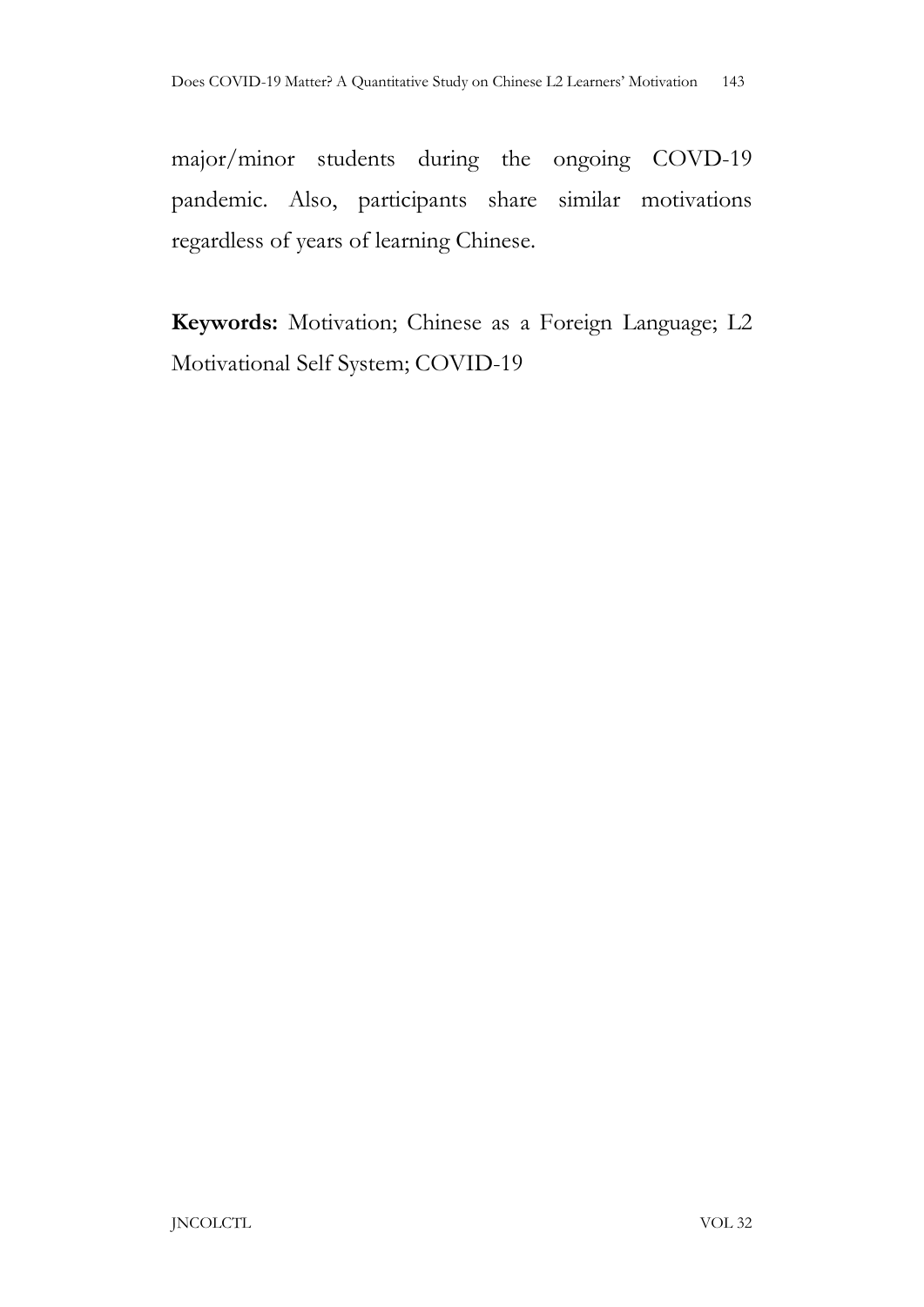major/minor students during the ongoing COVD-19 pandemic. Also, participants share similar motivations regardless of years of learning Chinese.

**Keywords:** Motivation; Chinese as a Foreign Language; L2 Motivational Self System; COVID-19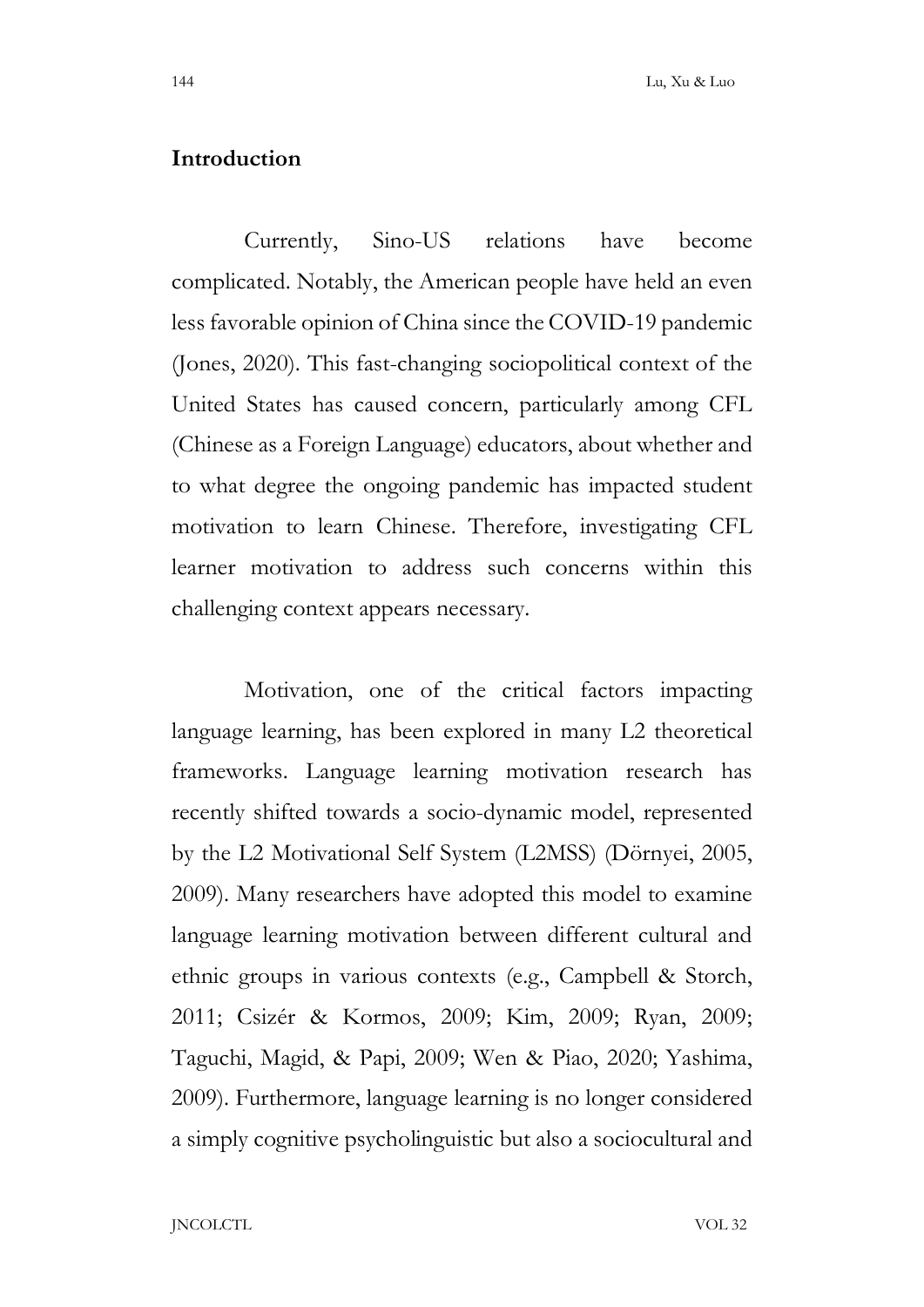## Introduction

Currently, Sino-US relations have become complicated. Notably, the American people have held an even less favorable opinion of China since the COVID-19 pandemic (Jones, 2020). This fast-changing sociopolitical context of the United States has caused concern, particularly among CFL (Chinese as a Foreign Language) educators, about whether and to what degree the ongoing pandemic has impacted student motivation to learn Chinese. Therefore, investigating CFL learner motivation to address such concerns within this challenging context appears necessary.

Motivation, one of the critical factors impacting language learning, has been explored in many L2 theoretical frameworks. Language learning motivation research has recently shifted towards a socio-dynamic model, represented by the L2 Motivational Self System (L2MSS) (Dörnyei, 2005, 2009). Many researchers have adopted this model to examine language learning motivation between different cultural and ethnic groups in various contexts (e.g., Campbell & Storch, 2011; Csizér & Kormos, 2009; Kim, 2009; Ryan, 2009; Taguchi, Magid, & Papi, 2009; Wen & Piao, 2020; Yashima, 2009). Furthermore, language learning is no longer considered a simply cognitive psycholinguistic but also a sociocultural and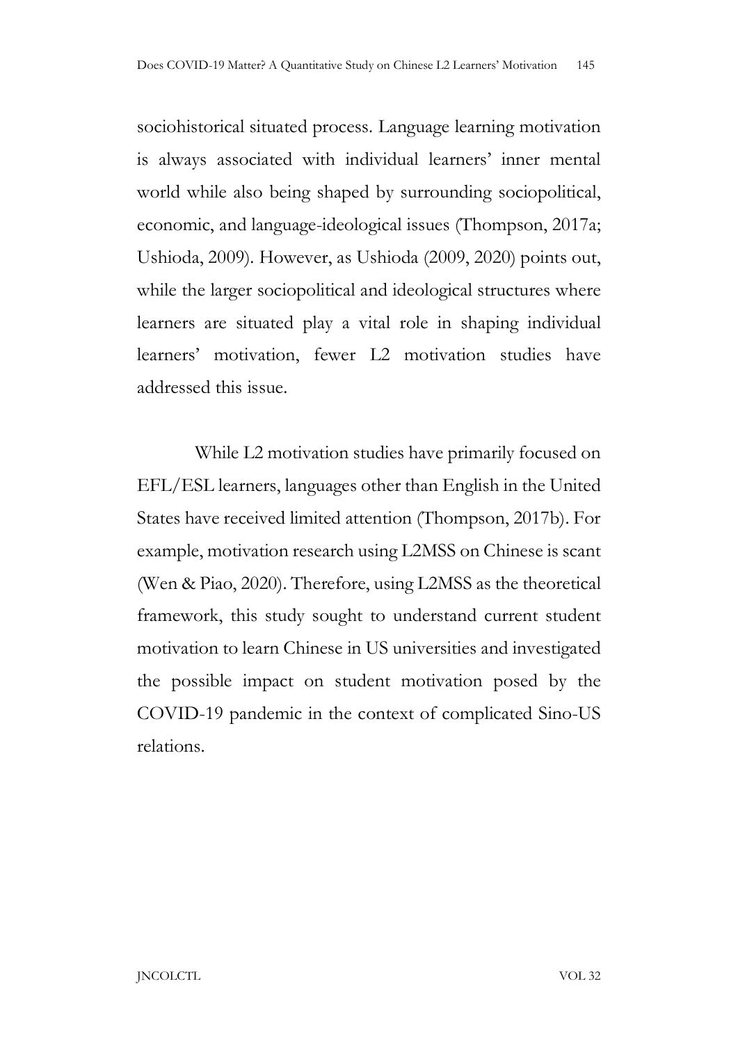sociohistorical situated process. Language learning motivation is always associated with individual learners' inner mental world while also being shaped by surrounding sociopolitical, economic, and language-ideological issues (Thompson, 2017a; Ushioda, 2009). However, as Ushioda (2009, 2020) points out, while the larger sociopolitical and ideological structures where learners are situated play a vital role in shaping individual learners' motivation, fewer L2 motivation studies have addressed this issue.

While L2 motivation studies have primarily focused on EFL/ESL learners, languages other than English in the United States have received limited attention (Thompson, 2017b). For example, motivation research using L2MSS on Chinese is scant (Wen & Piao, 2020). Therefore, using L2MSS as the theoretical framework, this study sought to understand current student motivation to learn Chinese in US universities and investigated the possible impact on student motivation posed by the COVID-19 pandemic in the context of complicated Sino-US relations.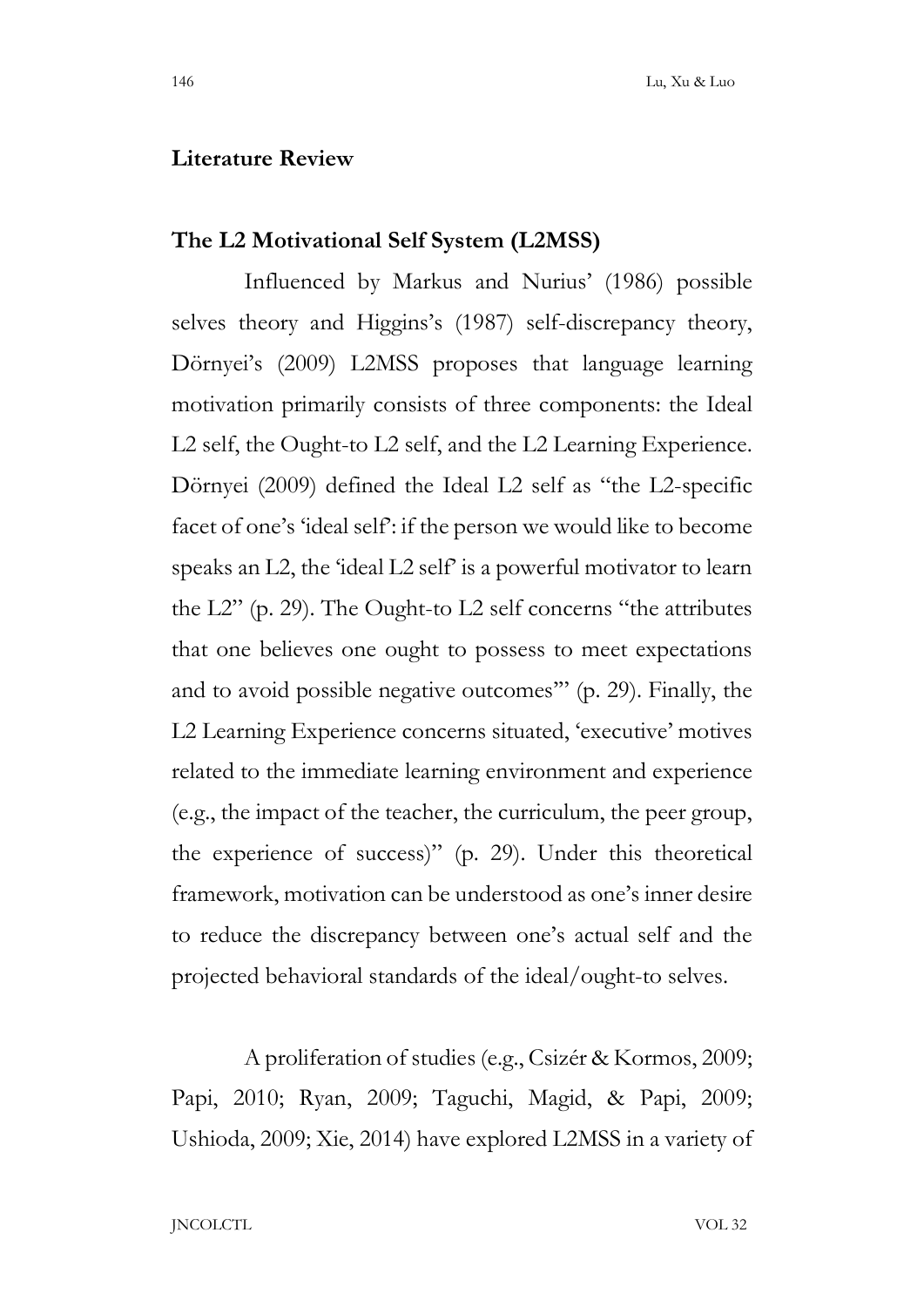## Literature Review

### The L2 Motivational Self System (L2MSS)

Influenced by Markus and Nurius' (1986) possible selves theory and Higgins's (1987) self-discrepancy theory, Dörnyei's (2009) L2MSS proposes that language learning motivation primarily consists of three components: the Ideal L2 self, the Ought-to L2 self, and the L2 Learning Experience. Dörnyei (2009) defined the Ideal L2 self as "the L2-specific facet of one's 'ideal self': if the person we would like to become speaks an L2, the 'ideal L2 self' is a powerful motivator to learn the L2" (p. 29). The Ought-to L2 self concerns "the attributes that one believes one ought to possess to meet expectations and to avoid possible negative outcomes"' (p. 29). Finally, the L2 Learning Experience concerns situated, 'executive' motives related to the immediate learning environment and experience (e.g., the impact of the teacher, the curriculum, the peer group, the experience of success)" (p. 29). Under this theoretical framework, motivation can be understood as one's inner desire to reduce the discrepancy between one's actual self and the projected behavioral standards of the ideal/ought-to selves.

A proliferation of studies (e.g., Csizér & Kormos, 2009; Papi, 2010; Ryan, 2009; Taguchi, Magid, & Papi, 2009; Ushioda, 2009; Xie, 2014) have explored L2MSS in a variety of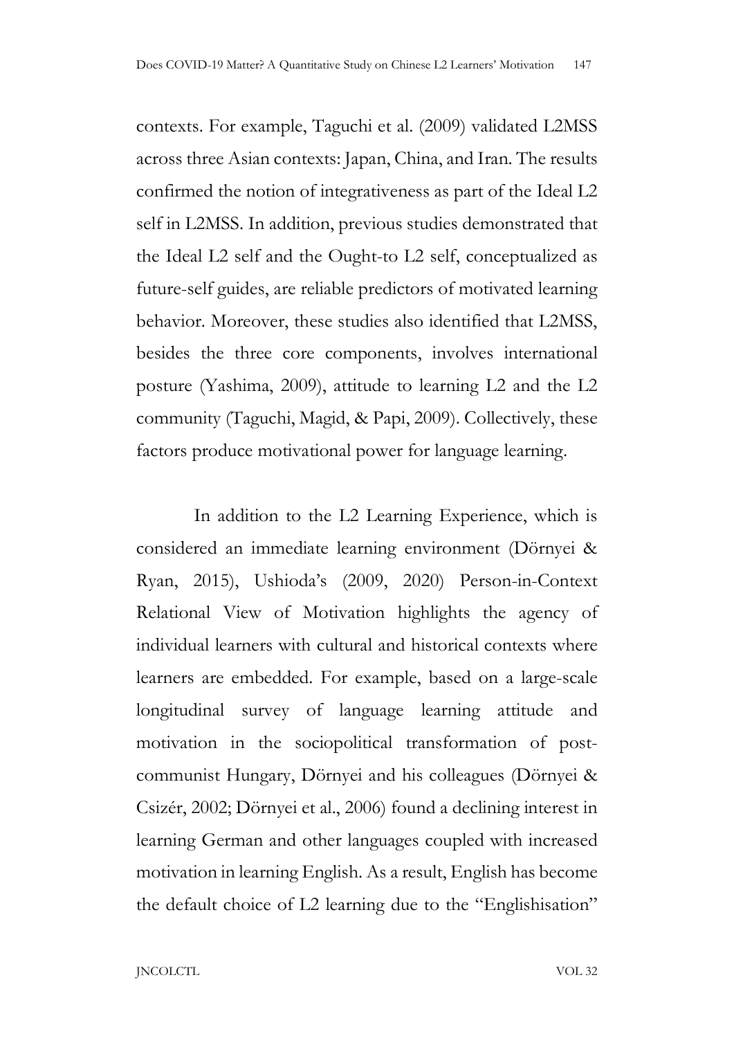contexts. For example, Taguchi et al. (2009) validated L2MSS across three Asian contexts: Japan, China, and Iran. The results confirmed the notion of integrativeness as part of the Ideal L2 self in L2MSS. In addition, previous studies demonstrated that the Ideal L2 self and the Ought-to L2 self, conceptualized as future-self guides, are reliable predictors of motivated learning behavior. Moreover, these studies also identified that L2MSS, besides the three core components, involves international posture (Yashima, 2009), attitude to learning L2 and the L2 community (Taguchi, Magid, & Papi, 2009). Collectively, these factors produce motivational power for language learning.

In addition to the L2 Learning Experience, which is considered an immediate learning environment (Dörnyei & Ryan, 2015), Ushioda's (2009, 2020) Person-in-Context Relational View of Motivation highlights the agency of individual learners with cultural and historical contexts where learners are embedded. For example, based on a large-scale longitudinal survey of language learning attitude and motivation in the sociopolitical transformation of post-communist Hungary, Dörnyei and his colleagues (Dörnyei & Csizér, 2002; Dörnyei et al., 2006) found a declining interest in learning German and other languages coupled with increased motivation in learning English. As a result, English has become the default choice of L2 learning due to the "Englishisation"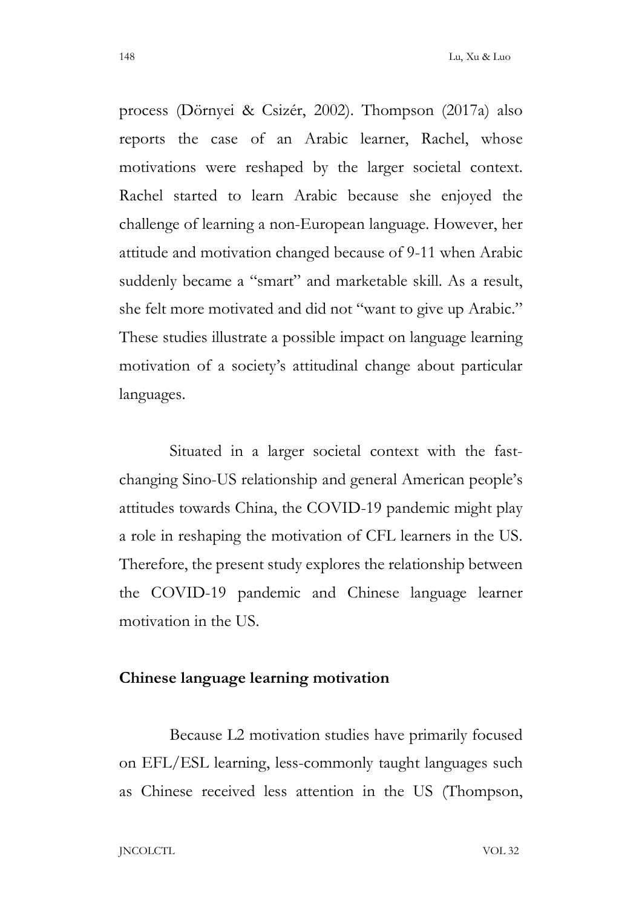process (Dörnyei & Csizér, 2002). Thompson (2017a) also reports the case of an Arabic learner, Rachel, whose motivations were reshaped by the larger societal context. Rachel started to learn Arabic because she enjoyed the challenge of learning a non-European language. However, her attitude and motivation changed because of 9-11 when Arabic suddenly became a "smart" and marketable skill. As a result, she felt more motivated and did not "want to give up Arabic." These studies illustrate a possible impact on language learning motivation of a society's attitudinal change about particular languages.

Situated in a larger societal context with the fast-changing Sino-US relationship and general American people's attitudes towards China, the COVID-19 pandemic might play a role in reshaping the motivation of CFL learners in the US. Therefore, the present study explores the relationship between the COVID-19 pandemic and Chinese language learner motivation in the US.

## Chinese language learning motivation

Because L2 motivation studies have primarily focused on EFL/ESL learning, less-commonly taught languages such as Chinese received less attention in the US (Thompson,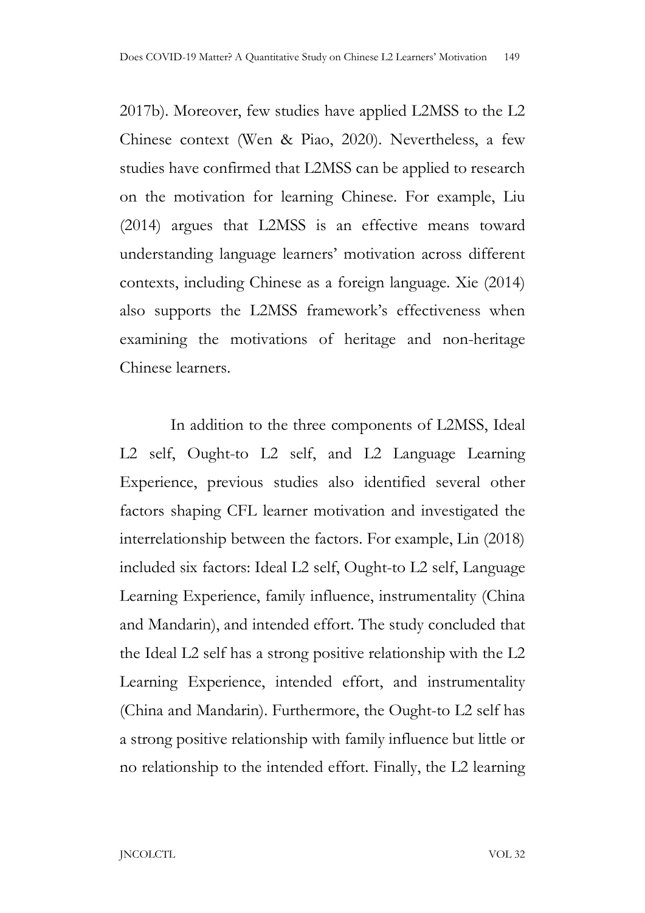2017b). Moreover, few studies have applied L2MSS to the L2 Chinese context (Wen & Piao, 2020). Nevertheless, a few studies have confirmed that L2MSS can be applied to research on the motivation for learning Chinese. For example, Liu (2014) argues that L2MSS is an effective means toward understanding language learners' motivation across different contexts, including Chinese as a foreign language. Xie (2014) also supports the L2MSS framework's effectiveness when examining the motivations of heritage and non-heritage Chinese learners.

In addition to the three components of L2MSS, Ideal L2 self, Ought-to L2 self, and L2 Language Learning Experience, previous studies also identified several other factors shaping CFL learner motivation and investigated the interrelationship between the factors. For example, Lin (2018) included six factors: Ideal L2 self, Ought-to L2 self, Language Learning Experience, family influence, instrumentality (China and Mandarin), and intended effort. The study concluded that the Ideal L2 self has a strong positive relationship with the L2 Learning Experience, intended effort, and instrumentality (China and Mandarin). Furthermore, the Ought-to L2 self has a strong positive relationship with family influence but little or no relationship to the intended effort. Finally, the L2 learning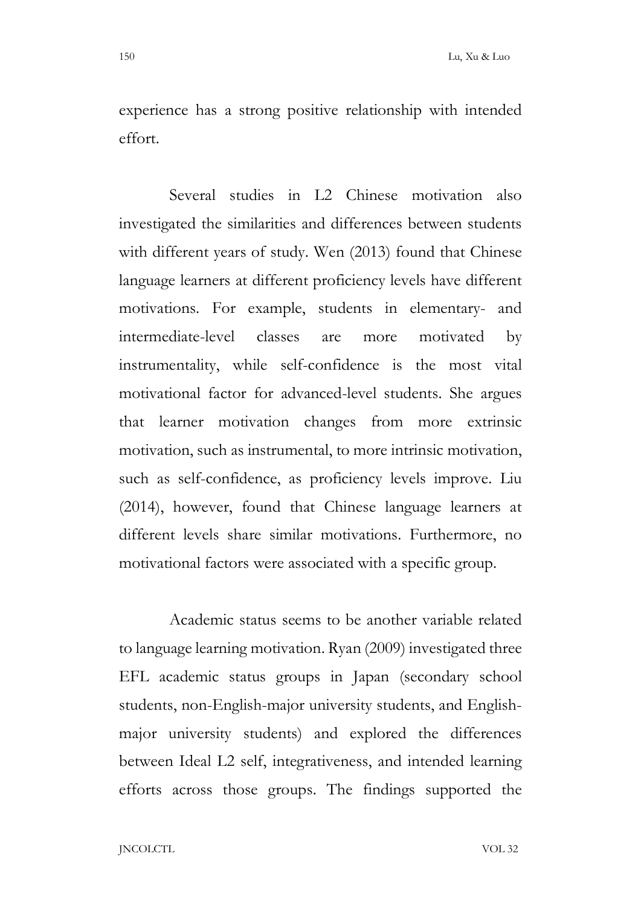experience has a strong positive relationship with intended effort.

Several studies in L2 Chinese motivation also investigated the similarities and differences between students with different years of study. Wen (2013) found that Chinese language learners at different proficiency levels have different motivations. For example, students in elementary- and intermediate-level classes are more motivated by instrumentality, while self-confidence is the most vital motivational factor for advanced-level students. She argues that learner motivation changes from more extrinsic motivation, such as instrumental, to more intrinsic motivation, such as self-confidence, as proficiency levels improve. Liu (2014), however, found that Chinese language learners at different levels share similar motivations. Furthermore, no motivational factors were associated with a specific group.

Academic status seems to be another variable related to language learning motivation. Ryan (2009) investigated three EFL academic status groups in Japan (secondary school students, non-English-major university students, and English-major university students) and explored the differences between Ideal L2 self, integrativeness, and intended learning efforts across those groups. The findings supported the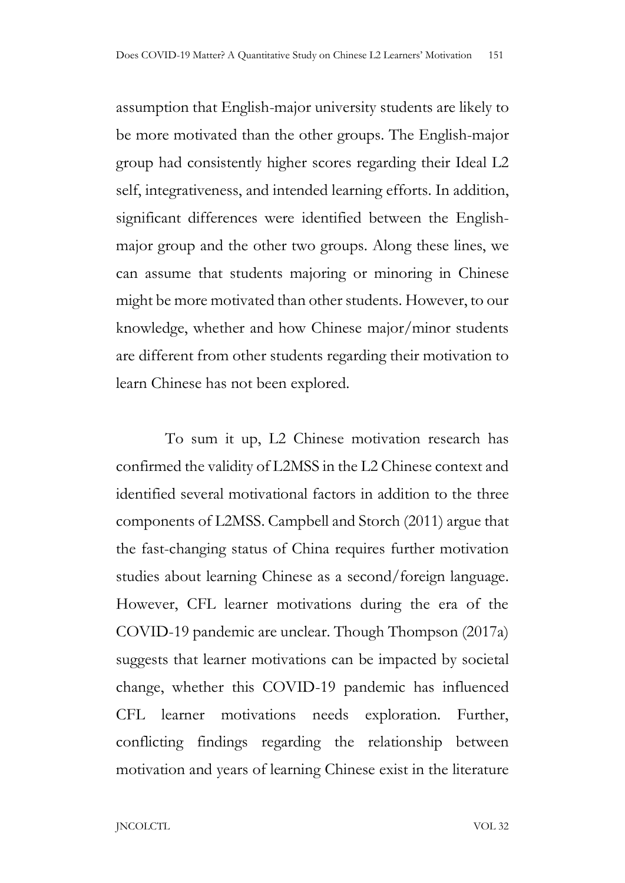assumption that English-major university students are likely to be more motivated than the other groups. The English-major group had consistently higher scores regarding their Ideal L2 self, integrativeness, and intended learning efforts. In addition, significant differences were identified between the English-major group and the other two groups. Along these lines, we can assume that students majoring or minoring in Chinese might be more motivated than other students. However, to our knowledge, whether and how Chinese major/minor students are different from other students regarding their motivation to learn Chinese has not been explored.

To sum it up, L2 Chinese motivation research has confirmed the validity of L2MSS in the L2 Chinese context and identified several motivational factors in addition to the three components of L2MSS. Campbell and Storch (2011) argue that the fast-changing status of China requires further motivation studies about learning Chinese as a second/foreign language. However, CFL learner motivations during the era of the COVID-19 pandemic are unclear. Though Thompson (2017a) suggests that learner motivations can be impacted by societal change, whether this COVID-19 pandemic has influenced CFL learner motivations needs exploration. Further, conflicting findings regarding the relationship between motivation and years of learning Chinese exist in the literature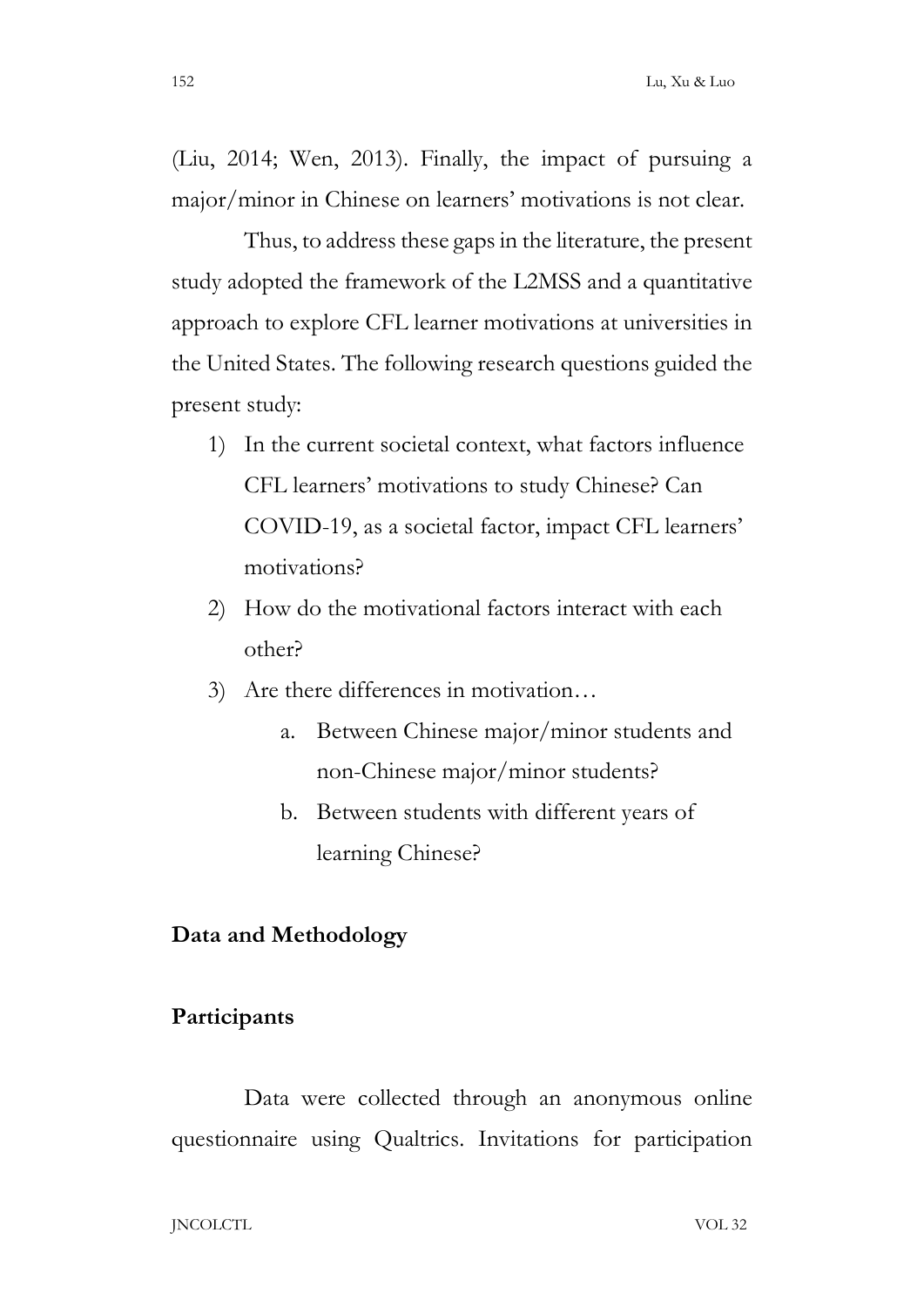(Liu, 2014; Wen, 2013). Finally, the impact of pursuing a major/minor in Chinese on learners' motivations is not clear.

Thus, to address these gaps in the literature, the present study adopted the framework of the L2MSS and a quantitative approach to explore CFL learner motivations at universities in the United States. The following research questions guided the present study:

1) In the current societal context, what factors influence CFL learners' motivations to study Chinese? Can COVID-19, as a societal factor, impact CFL learners' motivations?
2) How do the motivational factors interact with each other?
3) Are there differences in motivation…
   a. Between Chinese major/minor students and non-Chinese major/minor students?
   b. Between students with different years of learning Chinese?

## Data and Methodology

### Participants

Data were collected through an anonymous online questionnaire using Qualtrics. Invitations for participation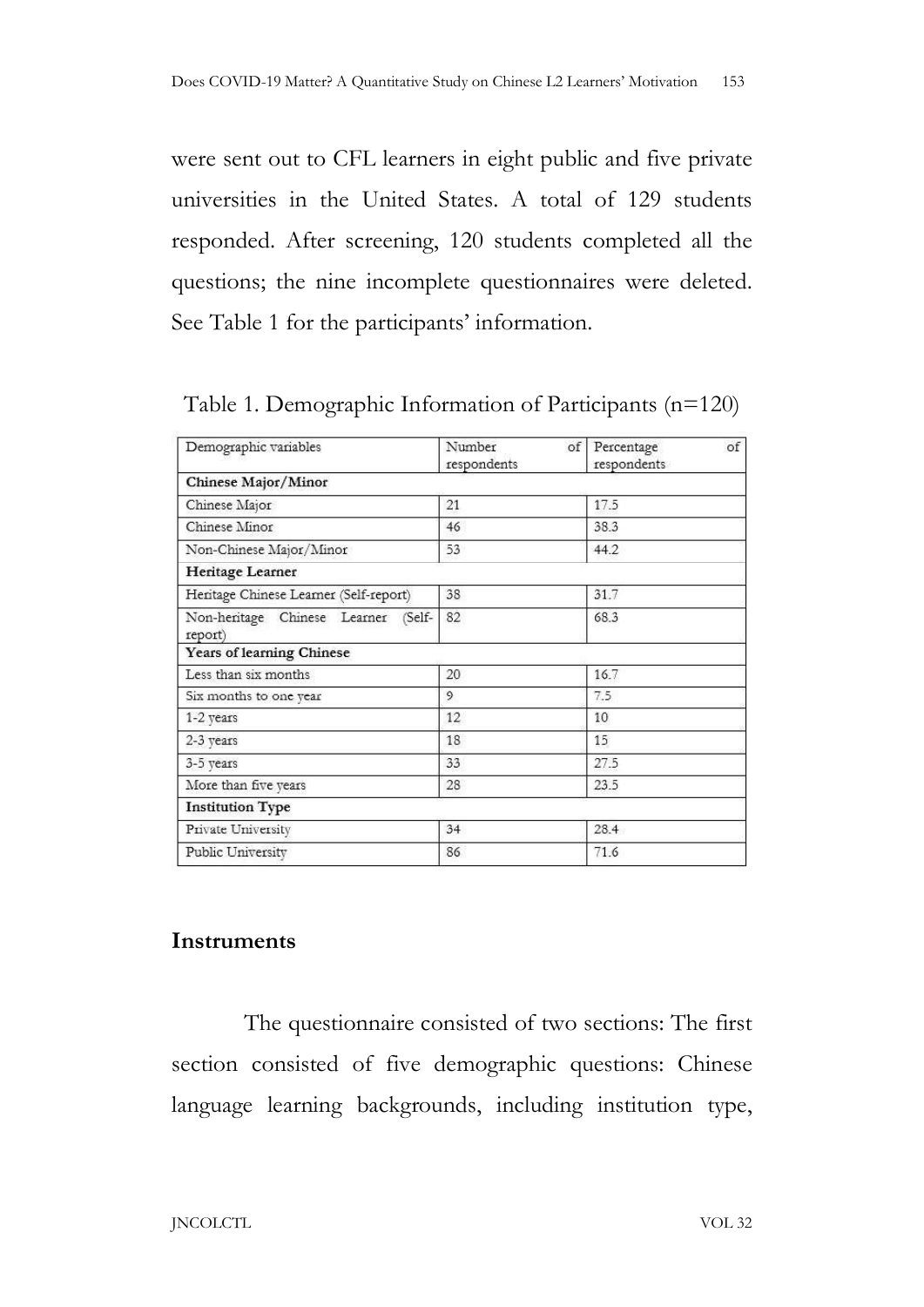were sent out to CFL learners in eight public and five private universities in the United States. A total of 129 students responded. After screening, 120 students completed all the questions; the nine incomplete questionnaires were deleted. See Table 1 for the participants' information.

Table 1. Demographic Information of Participants (n=120)

| Demographic variables | Number of respondents | Percentage of respondents |
|---|---|---|
| **Chinese Major/Minor** | | |
| Chinese Major | 21 | 17.5 |
| Chinese Minor | 46 | 38.3 |
| Non-Chinese Major/Minor | 53 | 44.2 |
| **Heritage Learner** | | |
| Heritage Chinese Learner (Self-report) | 38 | 31.7 |
| Non-heritage Chinese Learner (Self-report) | 82 | 68.3 |
| **Years of learning Chinese** | | |
| Less than six months | 20 | 16.7 |
| Six months to one year | 9 | 7.5 |
| 1-2 years | 12 | 10 |
| 2-3 years | 18 | 15 |
| 3-5 years | 33 | 27.5 |
| More than five years | 28 | 23.5 |
| **Institution Type** | | |
| Private University | 34 | 28.4 |
| Public University | 86 | 71.6 |

## Instruments

The questionnaire consisted of two sections: The first section consisted of five demographic questions: Chinese language learning backgrounds, including institution type,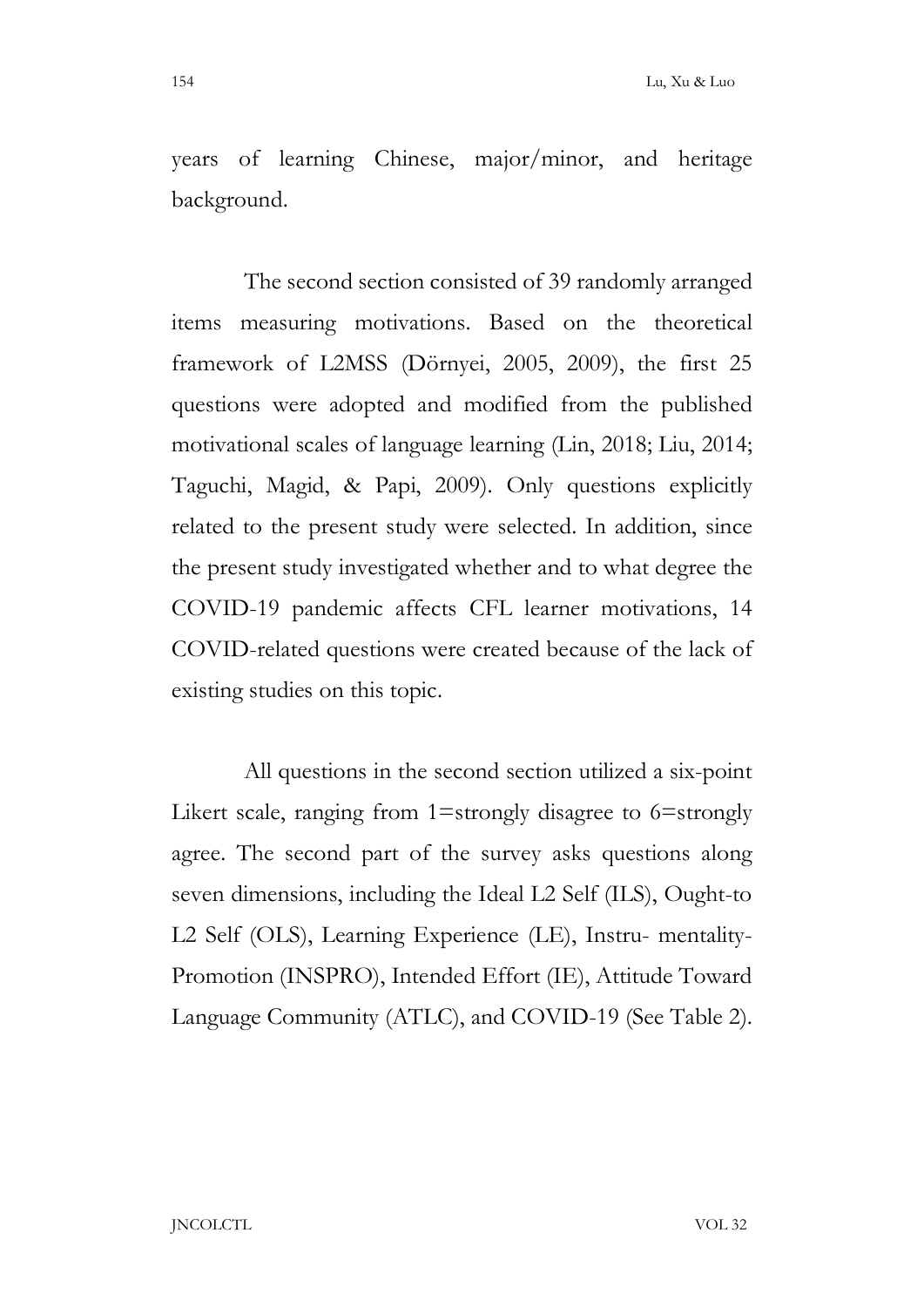years of learning Chinese, major/minor, and heritage background.

The second section consisted of 39 randomly arranged items measuring motivations. Based on the theoretical framework of L2MSS (Dörnyei, 2005, 2009), the first 25 questions were adopted and modified from the published motivational scales of language learning (Lin, 2018; Liu, 2014; Taguchi, Magid, & Papi, 2009). Only questions explicitly related to the present study were selected. In addition, since the present study investigated whether and to what degree the COVID-19 pandemic affects CFL learner motivations, 14 COVID-related questions were created because of the lack of existing studies on this topic.

All questions in the second section utilized a six-point Likert scale, ranging from 1=strongly disagree to 6=strongly agree. The second part of the survey asks questions along seven dimensions, including the Ideal L2 Self (ILS), Ought-to L2 Self (OLS), Learning Experience (LE), Instru- mentality-Promotion (INSPRO), Intended Effort (IE), Attitude Toward Language Community (ATLC), and COVID-19 (See Table 2).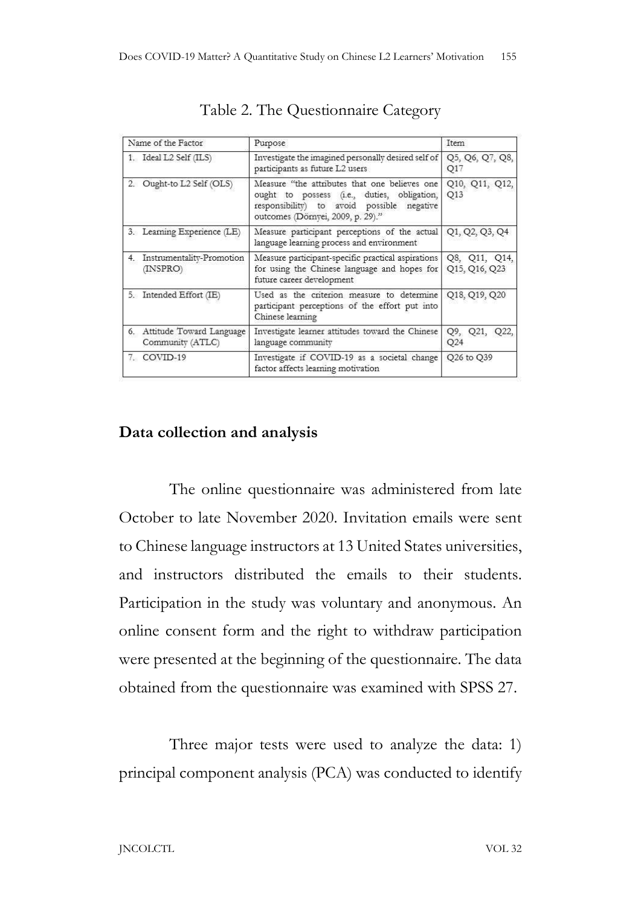Table 2. The Questionnaire Category

| Name of the Factor | Purpose | Item |
|---|---|---|
| 1. Ideal L2 Self (ILS) | Investigate the imagined personally desired self of participants as future L2 users | Q5, Q6, Q7, Q8, Q17 |
| 2. Ought-to L2 Self (OLS) | Measure "the attributes that one believes one ought to possess (i.e., duties, obligation, responsibility) to avoid possible negative outcomes (Dörnyei, 2009, p. 29)." | Q10, Q11, Q12, Q13 |
| 3. Learning Experience (LE) | Measure participant perceptions of the actual language learning process and environment | Q1, Q2, Q3, Q4 |
| 4. Instrumentality-Promotion (INSPRO) | Measure participant-specific practical aspirations for using the Chinese language and hopes for future career development | Q8, Q11, Q14, Q15, Q16, Q23 |
| 5. Intended Effort (IE) | Used as the criterion measure to determine participant perceptions of the effort put into Chinese learning | Q18, Q19, Q20 |
| 6. Attitude Toward Language Community (ATLC) | Investigate learner attitudes toward the Chinese language community | Q9, Q21, Q22, Q24 |
| 7. COVID-19 | Investigate if COVID-19 as a societal change factor affects learning motivation | Q26 to Q39 |

## Data collection and analysis

The online questionnaire was administered from late October to late November 2020. Invitation emails were sent to Chinese language instructors at 13 United States universities, and instructors distributed the emails to their students. Participation in the study was voluntary and anonymous. An online consent form and the right to withdraw participation were presented at the beginning of the questionnaire. The data obtained from the questionnaire was examined with SPSS 27.

Three major tests were used to analyze the data: 1) principal component analysis (PCA) was conducted to identify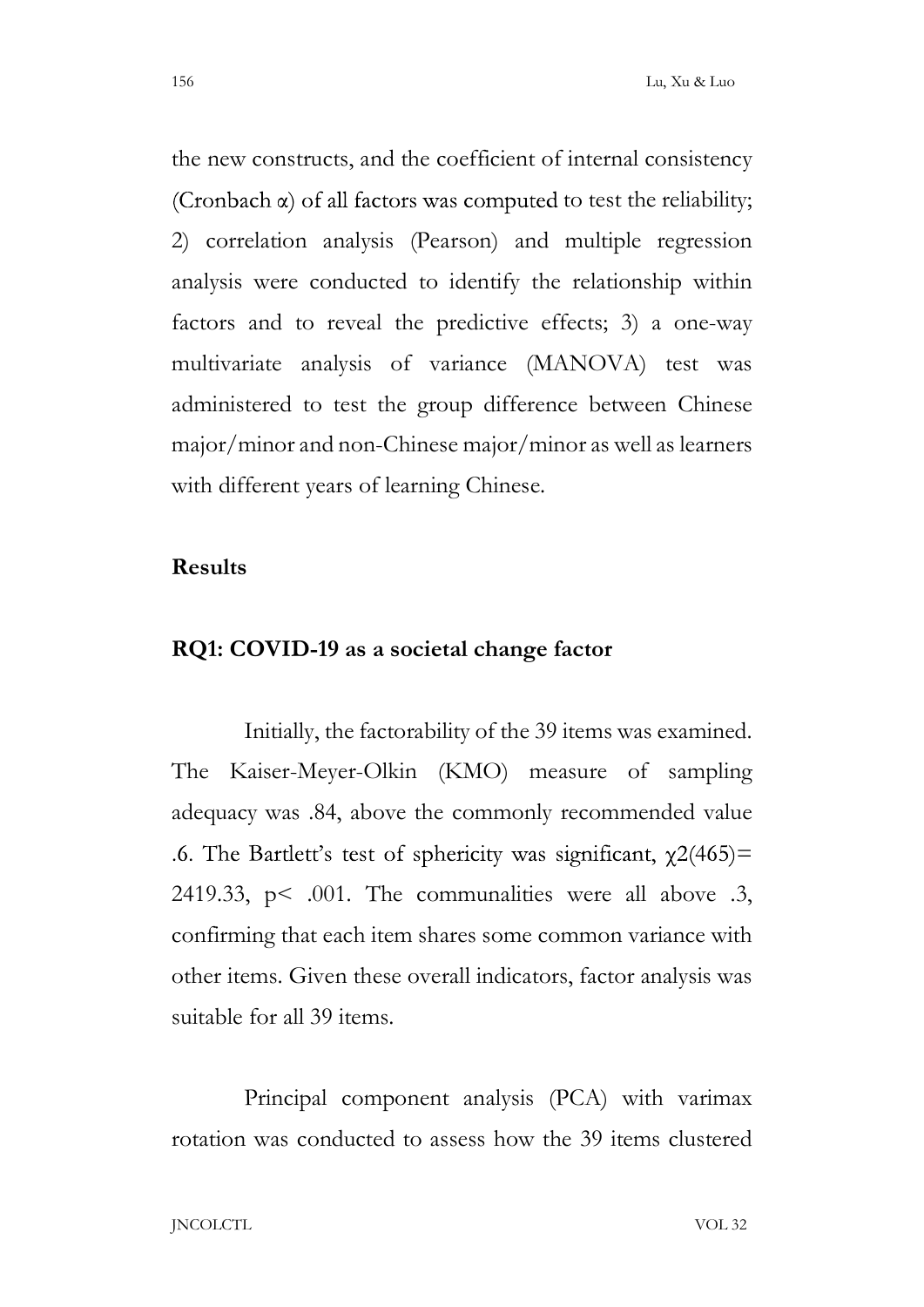the new constructs, and the coefficient of internal consistency (Cronbach $\alpha$) of all factors was computed to test the reliability; 2) correlation analysis (Pearson) and multiple regression analysis were conducted to identify the relationship within factors and to reveal the predictive effects; 3) a one-way multivariate analysis of variance (MANOVA) test was administered to test the group difference between Chinese major/minor and non-Chinese major/minor as well as learners with different years of learning Chinese.

## Results

### RQ1: COVID-19 as a societal change factor

Initially, the factorability of the 39 items was examined. The Kaiser-Meyer-Olkin (KMO) measure of sampling adequacy was .84, above the commonly recommended value .6. The Bartlett's test of sphericity was significant, $\chi^2(465)=2419.33$, $p< .001$. The communalities were all above .3, confirming that each item shares some common variance with other items. Given these overall indicators, factor analysis was suitable for all 39 items.

Principal component analysis (PCA) with varimax rotation was conducted to assess how the 39 items clustered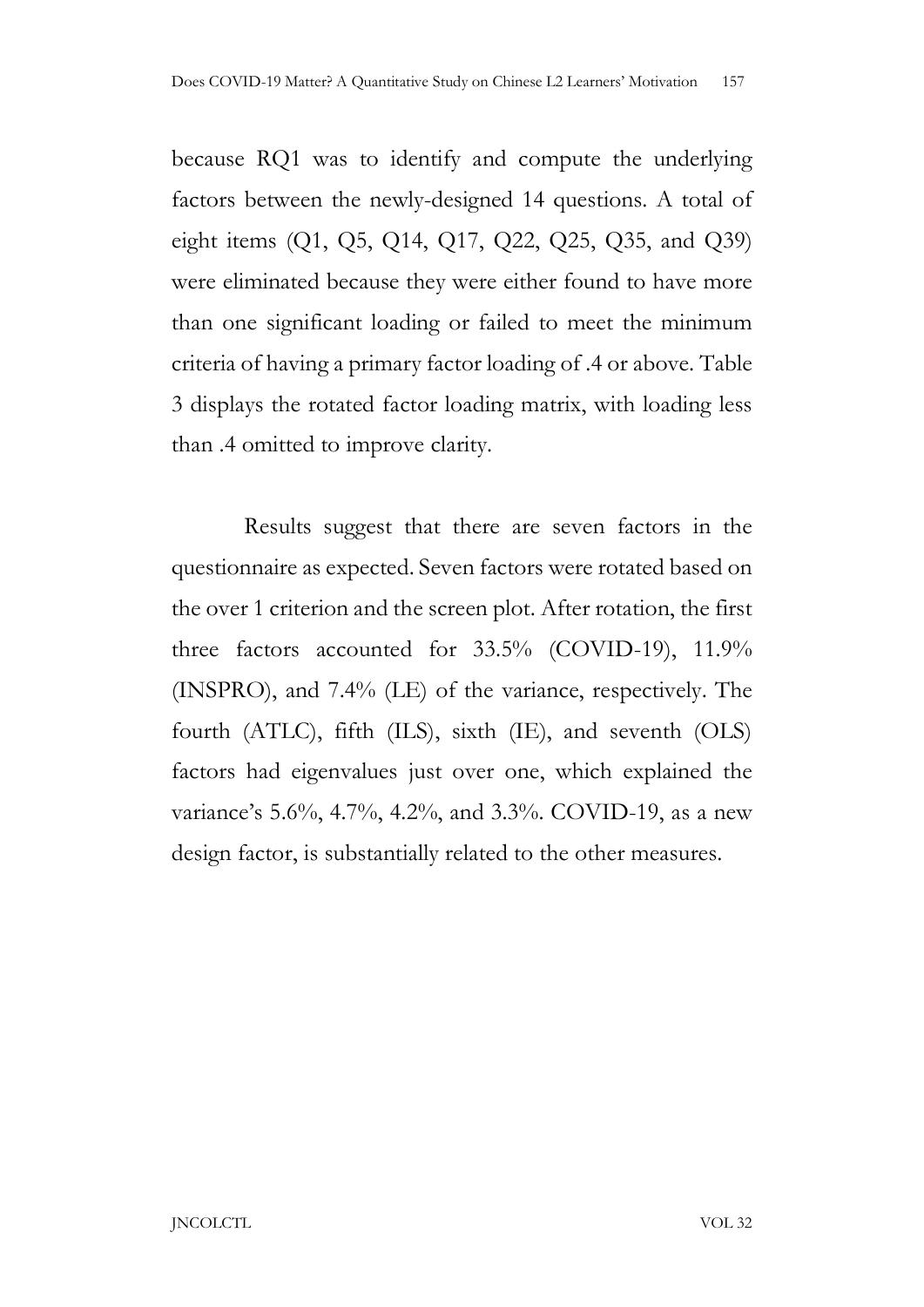because RQ1 was to identify and compute the underlying factors between the newly-designed 14 questions. A total of eight items (Q1, Q5, Q14, Q17, Q22, Q25, Q35, and Q39) were eliminated because they were either found to have more than one significant loading or failed to meet the minimum criteria of having a primary factor loading of .4 or above. Table 3 displays the rotated factor loading matrix, with loading less than .4 omitted to improve clarity.

Results suggest that there are seven factors in the questionnaire as expected. Seven factors were rotated based on the over 1 criterion and the screen plot. After rotation, the first three factors accounted for 33.5% (COVID-19), 11.9% (INSPRO), and 7.4% (LE) of the variance, respectively. The fourth (ATLC), fifth (ILS), sixth (IE), and seventh (OLS) factors had eigenvalues just over one, which explained the variance's 5.6%, 4.7%, 4.2%, and 3.3%. COVID-19, as a new design factor, is substantially related to the other measures.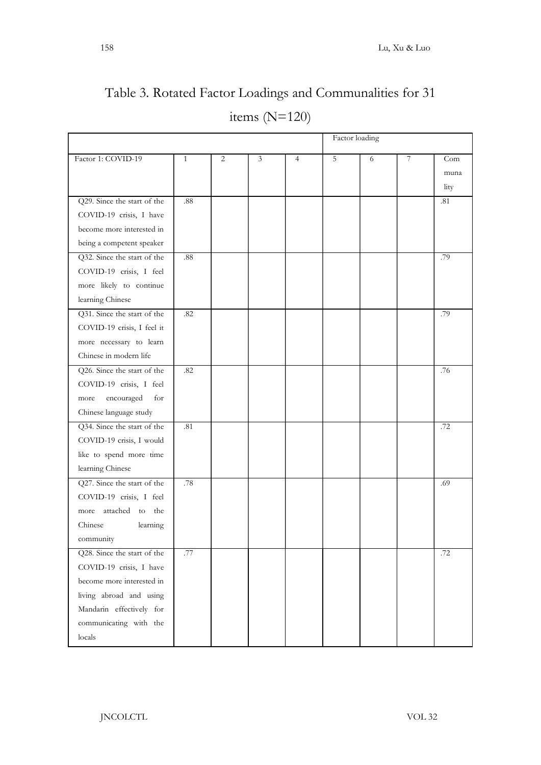Table 3. Rotated Factor Loadings and Communalities for 31 items (N=120)

| | Factor loading | | | | | | | |
|---|---|---|---|---|---|---|---|---|
| Factor 1: COVID-19 | 1 | 2 | 3 | 4 | 5 | 6 | 7 | Communality |
| Q29. Since the start of the COVID-19 crisis, I have become more interested in being a competent speaker | .88 | | | | | | | .81 |
| Q32. Since the start of the COVID-19 crisis, I feel more likely to continue learning Chinese | .88 | | | | | | | .79 |
| Q31. Since the start of the COVID-19 crisis, I feel it more necessary to learn Chinese in modern life | .82 | | | | | | | .79 |
| Q26. Since the start of the COVID-19 crisis, I feel more encouraged for Chinese language study | .82 | | | | | | | .76 |
| Q34. Since the start of the COVID-19 crisis, I would like to spend more time learning Chinese | .81 | | | | | | | .72 |
| Q27. Since the start of the COVID-19 crisis, I feel more attached to the Chinese learning community | .78 | | | | | | | .69 |
| Q28. Since the start of the COVID-19 crisis, I have become more interested in living abroad and using Mandarin effectively for communicating with the locals | .77 | | | | | | | .72 |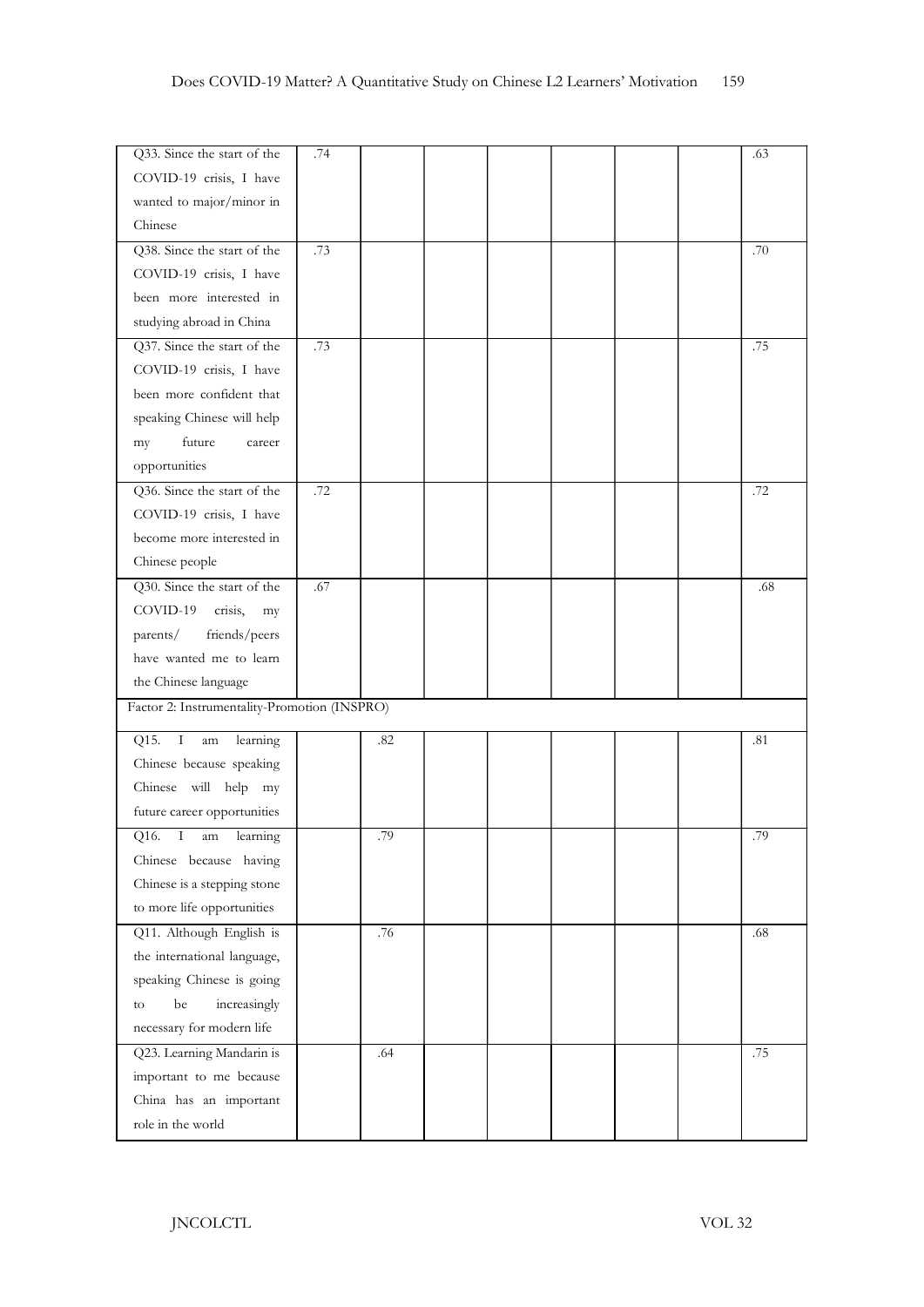| | | | | | | | | |
|---|---|---|---|---|---|---|---|---|
| Q33. Since the start of the COVID-19 crisis, I have wanted to major/minor in Chinese | .74 | | | | | | | .63 |
| Q38. Since the start of the COVID-19 crisis, I have been more interested in studying abroad in China | .73 | | | | | | | .70 |
| Q37. Since the start of the COVID-19 crisis, I have been more confident that speaking Chinese will help my future career opportunities | .73 | | | | | | | .75 |
| Q36. Since the start of the COVID-19 crisis, I have become more interested in Chinese people | .72 | | | | | | | .72 |
| Q30. Since the start of the COVID-19 crisis, my parents/ friends/peers have wanted me to learn the Chinese language | .67 | | | | | | | .68 |
| Factor 2: Instrumentality-Promotion (INSPRO) | | | | | | | | |
| Q15. I am learning Chinese because speaking Chinese will help my future career opportunities | | .82 | | | | | | .81 |
| Q16. I am learning Chinese because having Chinese is a stepping stone to more life opportunities | | .79 | | | | | | .79 |
| Q11. Although English is the international language, speaking Chinese is going to be increasingly necessary for modern life | | .76 | | | | | | .68 |
| Q23. Learning Mandarin is important to me because China has an important role in the world | | .64 | | | | | | .75 |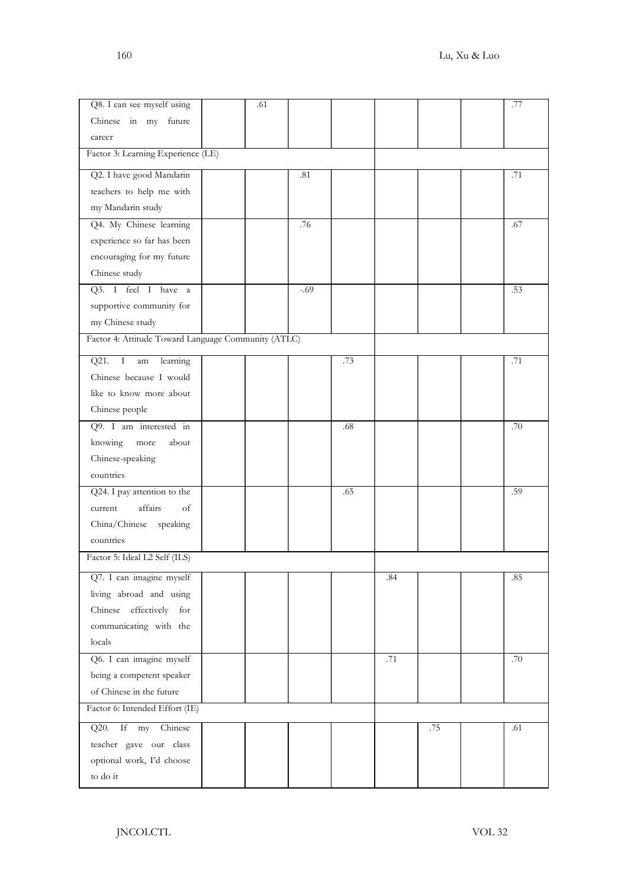| | | | | | | | | |
|---|---|---|---|---|---|---|---|---|
| Q8. I can see myself using Chinese in my future career | | .61 | | | | | | .77 |
| Factor 3: Learning Experience (LE) | | | | | | | | |
| Q2. I have good Mandarin teachers to help me with my Mandarin study | | | .81 | | | | | .71 |
| Q4. My Chinese learning experience so far has been encouraging for my future Chinese study | | | .76 | | | | | .67 |
| Q3. I feel I have a supportive community for my Chinese study | | | -.69 | | | | | .53 |
| Factor 4: Attitude Toward Language Community (ATLC) | | | | | | | | |
| Q21. I am learning Chinese because I would like to know more about Chinese people | | | | .73 | | | | .71 |
| Q9. I am interested in knowing more about Chinese-speaking countries | | | | .68 | | | | .70 |
| Q24. I pay attention to the current affairs of China/Chinese speaking countries | | | | .65 | | | | .59 |
| Factor 5: Ideal L2 Self (ILS) | | | | | | | | |
| Q7. I can imagine myself living abroad and using Chinese effectively for communicating with the locals | | | | | .84 | | | .85 |
| Q6. I can imagine myself being a competent speaker of Chinese in the future | | | | | .71 | | | .70 |
| Factor 6: Intended Effort (IE) | | | | | | | | |
| Q20. If my Chinese teacher gave our class optional work, I'd choose to do it | | | | | | .75 | | .61 |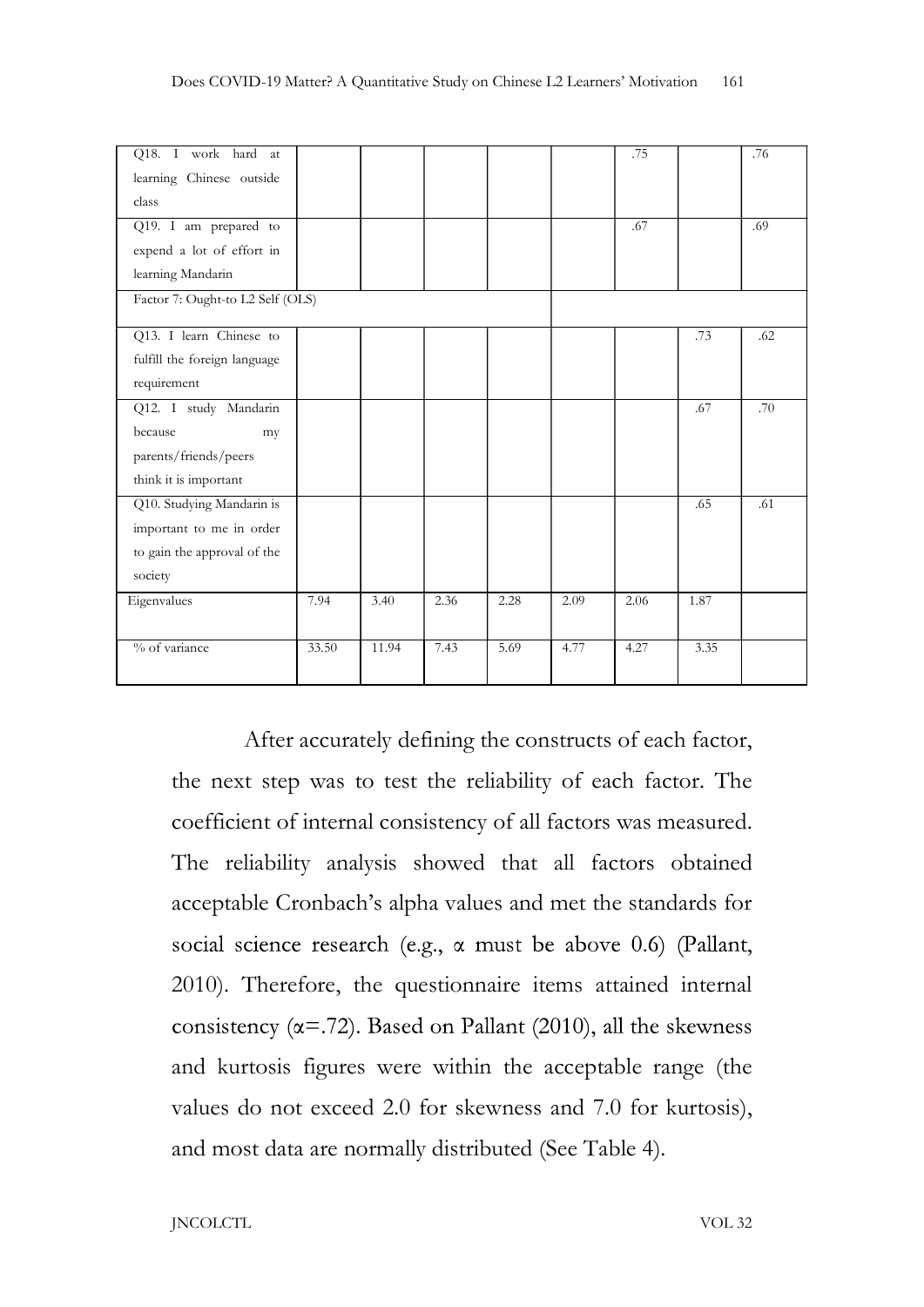| | | | | | | | | |
|---|---|---|---|---|---|---|---|---|
| Q18. I work hard at learning Chinese outside class | | | | | | .75 | | .76 |
| Q19. I am prepared to expend a lot of effort in learning Mandarin | | | | | | .67 | | .69 |
| Factor 7: Ought-to L2 Self (OLS) | | | | | | | | |
| Q13. I learn Chinese to fulfill the foreign language requirement | | | | | | | .73 | .62 |
| Q12. I study Mandarin because my parents/friends/peers think it is important | | | | | | | .67 | .70 |
| Q10. Studying Mandarin is important to me in order to gain the approval of the society | | | | | | | .65 | .61 |
| Eigenvalues | 7.94 | 3.40 | 2.36 | 2.28 | 2.09 | 2.06 | 1.87 | |
| % of variance | 33.50 | 11.94 | 7.43 | 5.69 | 4.77 | 4.27 | 3.35 | |

After accurately defining the constructs of each factor, the next step was to test the reliability of each factor. The coefficient of internal consistency of all factors was measured. The reliability analysis showed that all factors obtained acceptable Cronbach's alpha values and met the standards for social science research (e.g., $\alpha$ must be above 0.6) (Pallant, 2010). Therefore, the questionnaire items attained internal consistency ($\alpha$=.72). Based on Pallant (2010), all the skewness and kurtosis figures were within the acceptable range (the values do not exceed 2.0 for skewness and 7.0 for kurtosis), and most data are normally distributed (See Table 4).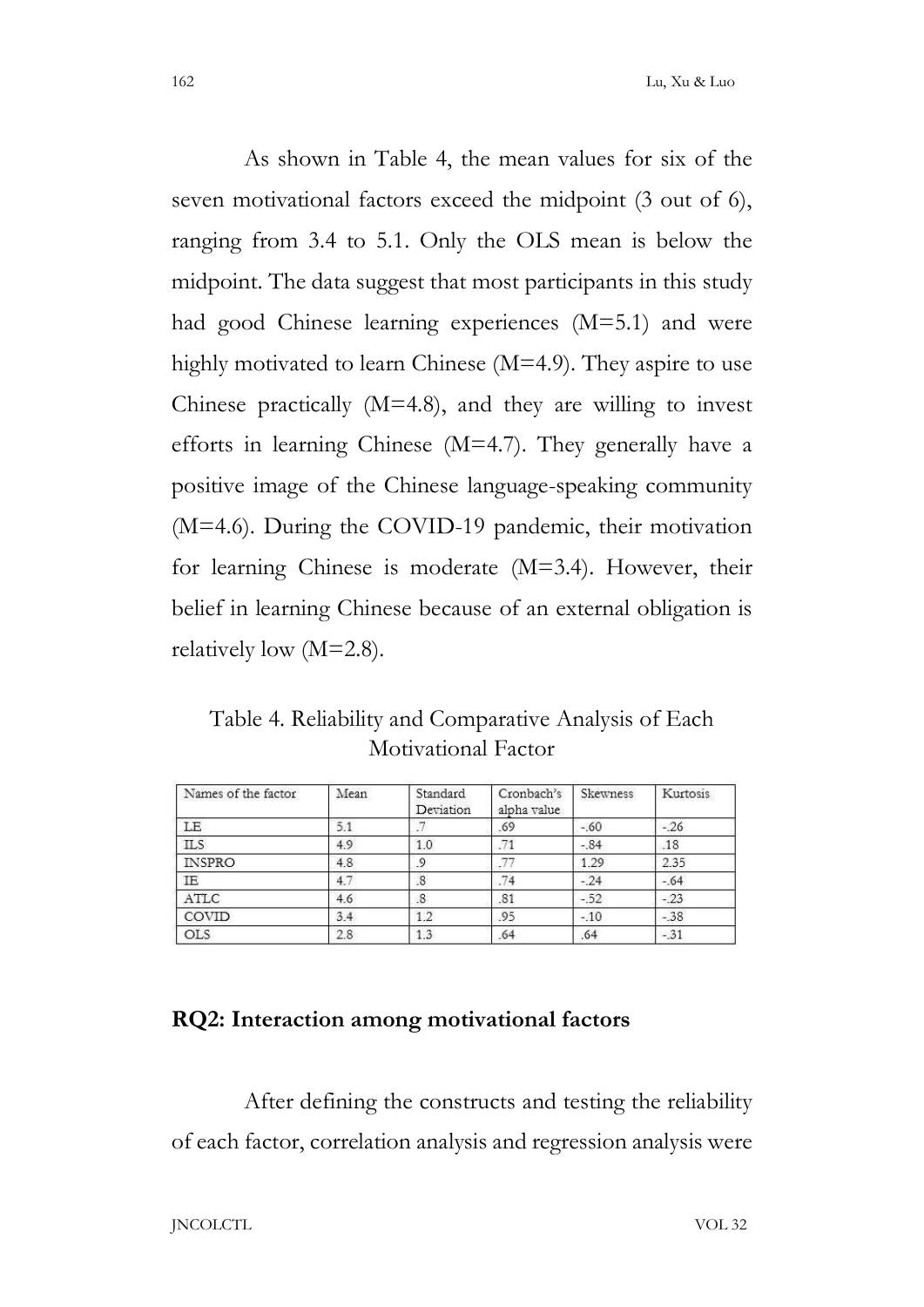As shown in Table 4, the mean values for six of the seven motivational factors exceed the midpoint (3 out of 6), ranging from 3.4 to 5.1. Only the OLS mean is below the midpoint. The data suggest that most participants in this study had good Chinese learning experiences (M=5.1) and were highly motivated to learn Chinese (M=4.9). They aspire to use Chinese practically (M=4.8), and they are willing to invest efforts in learning Chinese (M=4.7). They generally have a positive image of the Chinese language-speaking community (M=4.6). During the COVID-19 pandemic, their motivation for learning Chinese is moderate (M=3.4). However, their belief in learning Chinese because of an external obligation is relatively low (M=2.8).

Table 4. Reliability and Comparative Analysis of Each Motivational Factor

| Names of the factor | Mean | Standard Deviation | Cronbach's alpha value | Skewness | Kurtosis |
|---|---|---|---|---|---|
| LE | 5.1 | .7 | .69 | -.60 | -.26 |
| ILS | 4.9 | 1.0 | .71 | -.84 | .18 |
| INSPRO | 4.8 | .9 | .77 | 1.29 | 2.35 |
| IE | 4.7 | .8 | .74 | -.24 | -.64 |
| ATLC | 4.6 | .8 | .81 | -.52 | -.23 |
| COVID | 3.4 | 1.2 | .95 | -.10 | -.38 |
| OLS | 2.8 | 1.3 | .64 | .64 | -.31 |

## RQ2: Interaction among motivational factors

After defining the constructs and testing the reliability of each factor, correlation analysis and regression analysis were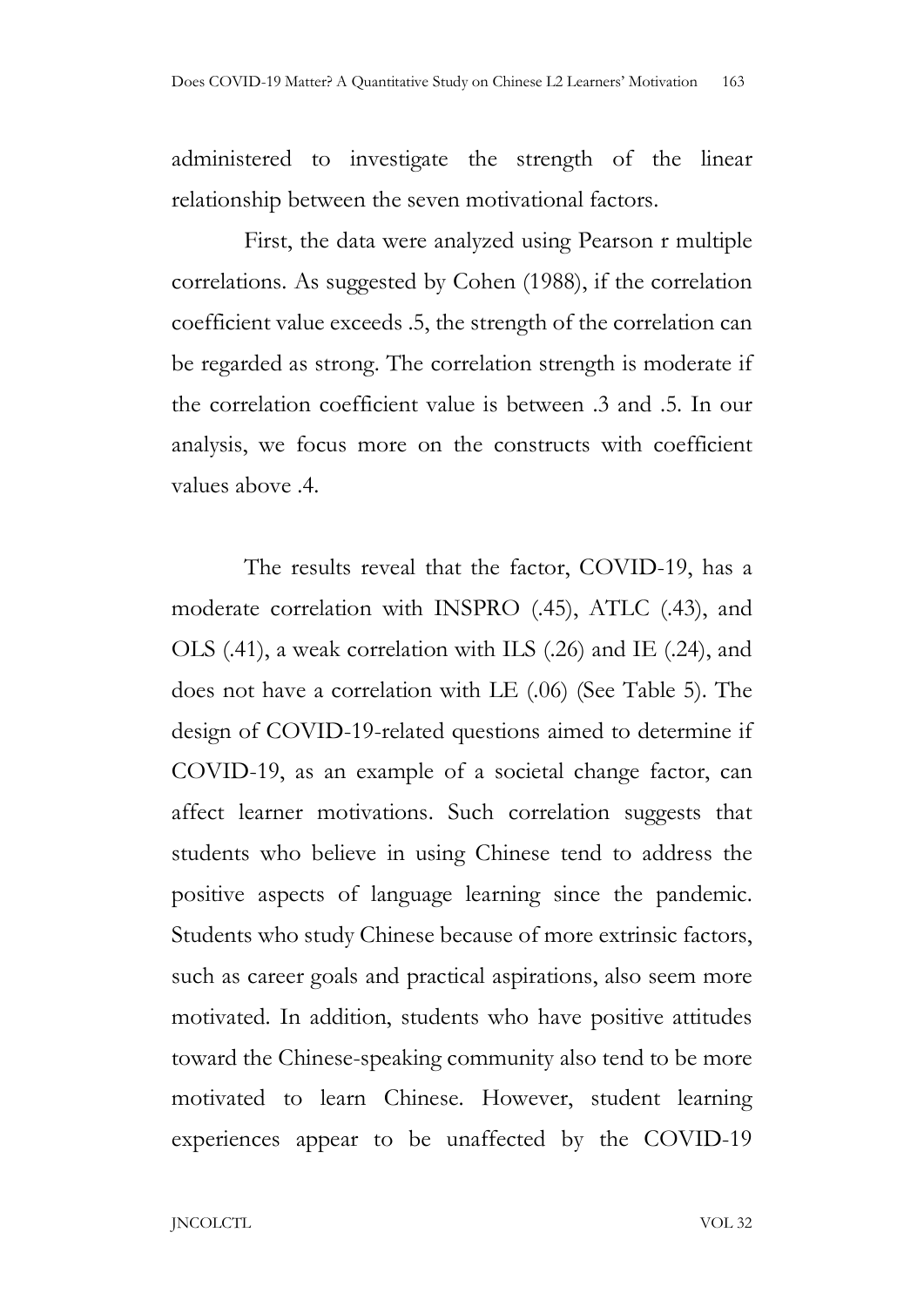administered to investigate the strength of the linear relationship between the seven motivational factors.

First, the data were analyzed using Pearson r multiple correlations. As suggested by Cohen (1988), if the correlation coefficient value exceeds .5, the strength of the correlation can be regarded as strong. The correlation strength is moderate if the correlation coefficient value is between .3 and .5. In our analysis, we focus more on the constructs with coefficient values above .4.

The results reveal that the factor, COVID-19, has a moderate correlation with INSPRO (.45), ATLC (.43), and OLS (.41), a weak correlation with ILS (.26) and IE (.24), and does not have a correlation with LE (.06) (See Table 5). The design of COVID-19-related questions aimed to determine if COVID-19, as an example of a societal change factor, can affect learner motivations. Such correlation suggests that students who believe in using Chinese tend to address the positive aspects of language learning since the pandemic. Students who study Chinese because of more extrinsic factors, such as career goals and practical aspirations, also seem more motivated. In addition, students who have positive attitudes toward the Chinese-speaking community also tend to be more motivated to learn Chinese. However, student learning experiences appear to be unaffected by the COVID-19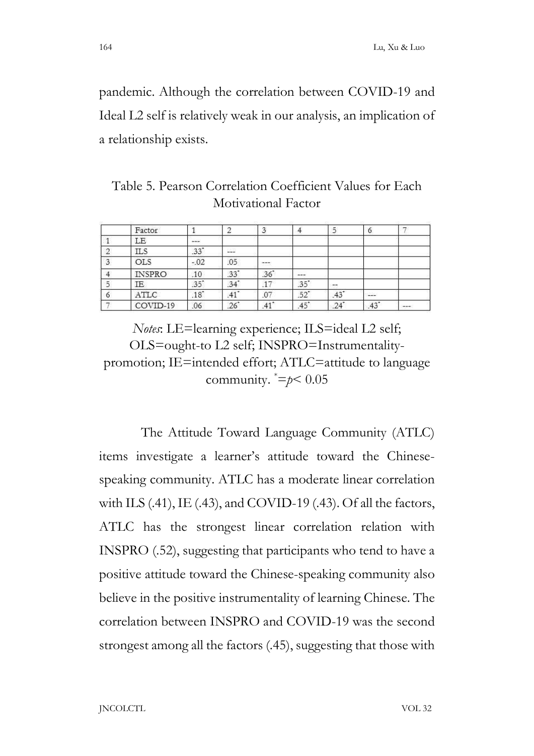pandemic. Although the correlation between COVID-19 and Ideal L2 self is relatively weak in our analysis, an implication of a relationship exists.

Table 5. Pearson Correlation Coefficient Values for Each Motivational Factor

| | Factor | 1 | 2 | 3 | 4 | 5 | 6 | 7 |
|---|---|---|---|---|---|---|---|---|
| 1 | LE | --- | | | | | | |
| 2 | ILS | .33* | --- | | | | | |
| 3 | OLS | -.02 | .05 | --- | | | | |
| 4 | INSPRO | .10 | .33* | .36* | --- | | | |
| 5 | IE | .35* | .34* | .17 | .35* | -- | | |
| 6 | ATLC | .18* | .41* | .07 | .52* | .43* | --- | |
| 7 | COVID-19 | .06 | .26* | .41* | .45* | .24* | .43* | --- |

*Notes*: LE=learning experience; ILS=ideal L2 self; OLS=ought-to L2 self; INSPRO=Instrumentality-promotion; IE=intended effort; ATLC=attitude to language community. *= $p < 0.05$

The Attitude Toward Language Community (ATLC) items investigate a learner's attitude toward the Chinese-speaking community. ATLC has a moderate linear correlation with ILS (.41), IE (.43), and COVID-19 (.43). Of all the factors, ATLC has the strongest linear correlation relation with INSPRO (.52), suggesting that participants who tend to have a positive attitude toward the Chinese-speaking community also believe in the positive instrumentality of learning Chinese. The correlation between INSPRO and COVID-19 was the second strongest among all the factors (.45), suggesting that those with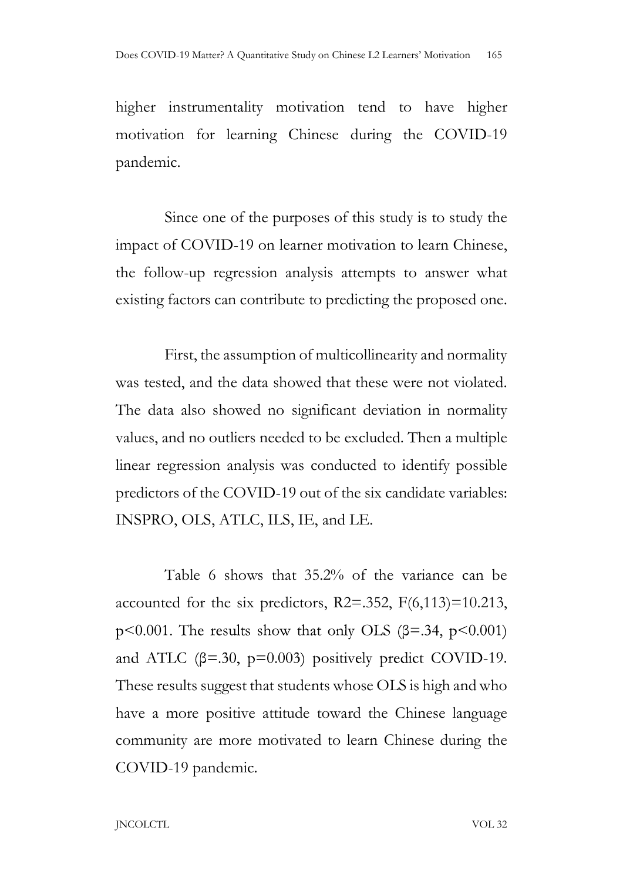higher instrumentality motivation tend to have higher motivation for learning Chinese during the COVID-19 pandemic.

Since one of the purposes of this study is to study the impact of COVID-19 on learner motivation to learn Chinese, the follow-up regression analysis attempts to answer what existing factors can contribute to predicting the proposed one.

First, the assumption of multicollinearity and normality was tested, and the data showed that these were not violated. The data also showed no significant deviation in normality values, and no outliers needed to be excluded. Then a multiple linear regression analysis was conducted to identify possible predictors of the COVID-19 out of the six candidate variables: INSPRO, OLS, ATLC, ILS, IE, and LE.

Table 6 shows that 35.2% of the variance can be accounted for the six predictors, $R2=.352$, $F(6,113)=10.213$, $p<0.001$. The results show that only OLS ($\beta=.34$, $p<0.001$) and ATLC ($\beta=.30$, $p=0.003$) positively predict COVID-19. These results suggest that students whose OLS is high and who have a more positive attitude toward the Chinese language community are more motivated to learn Chinese during the COVID-19 pandemic.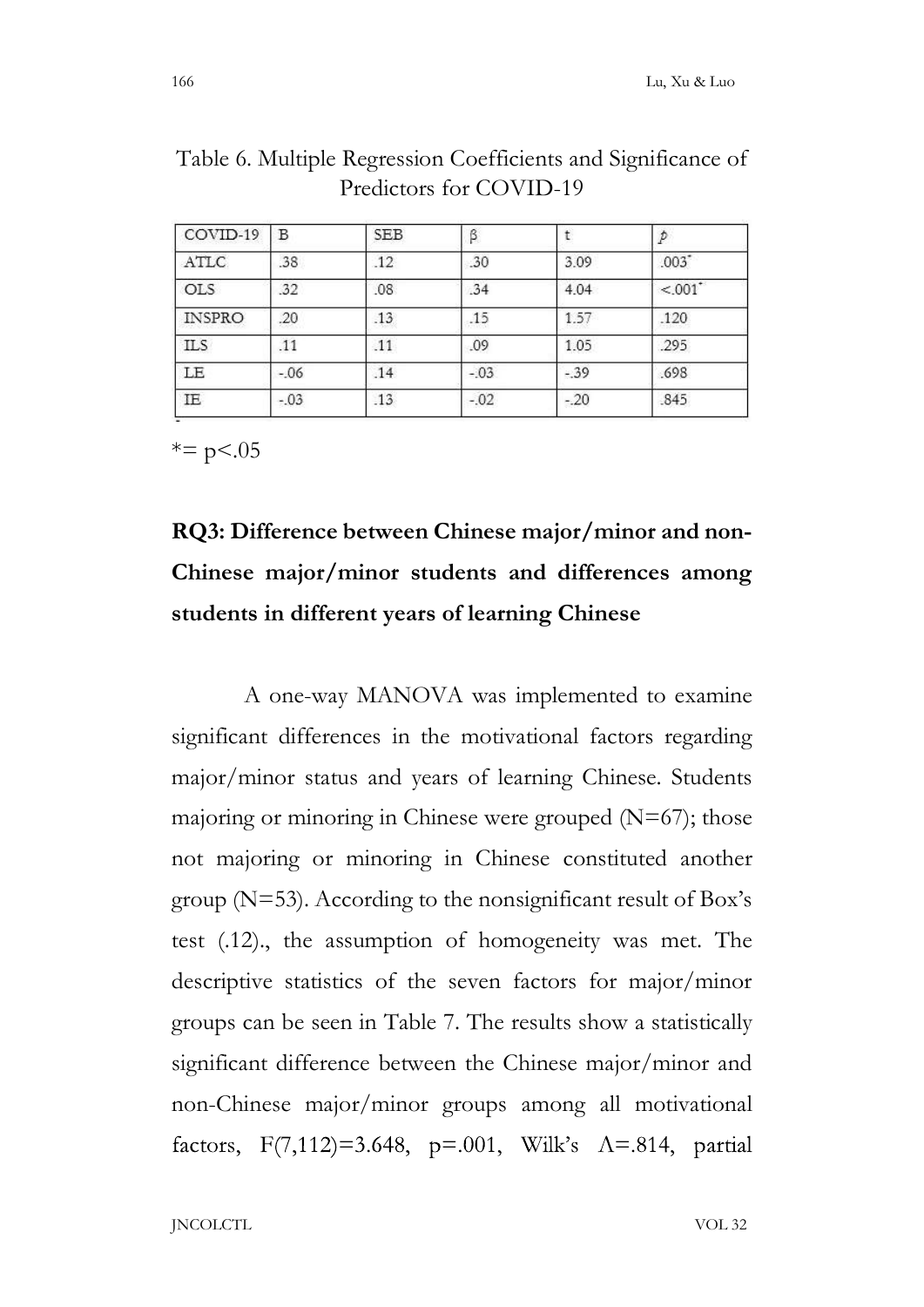Table 6. Multiple Regression Coefficients and Significance of Predictors for COVID-19

| COVID-19 | B | SEB | β | t | p |
|---|---|---|---|---|---|
| ATLC | .38 | .12 | .30 | 3.09 | .003* |
| OLS | .32 | .08 | .34 | 4.04 | <.001* |
| INSPRO | .20 | .13 | .15 | 1.57 | .120 |
| ILS | .11 | .11 | .09 | 1.05 | .295 |
| LE | -.06 | .14 | -.03 | -.39 | .698 |
| IE | -.03 | .13 | -.02 | -.20 | .845 |

*= p<.05

## RQ3: Difference between Chinese major/minor and non-Chinese major/minor students and differences among students in different years of learning Chinese

A one-way MANOVA was implemented to examine significant differences in the motivational factors regarding major/minor status and years of learning Chinese. Students majoring or minoring in Chinese were grouped (N=67); those not majoring or minoring in Chinese constituted another group (N=53). According to the nonsignificant result of Box's test (.12)., the assumption of homogeneity was met. The descriptive statistics of the seven factors for major/minor groups can be seen in Table 7. The results show a statistically significant difference between the Chinese major/minor and non-Chinese major/minor groups among all motivational factors, $F(7,112)=3.648$, $p=.001$, Wilk's $\Lambda=.814$, partial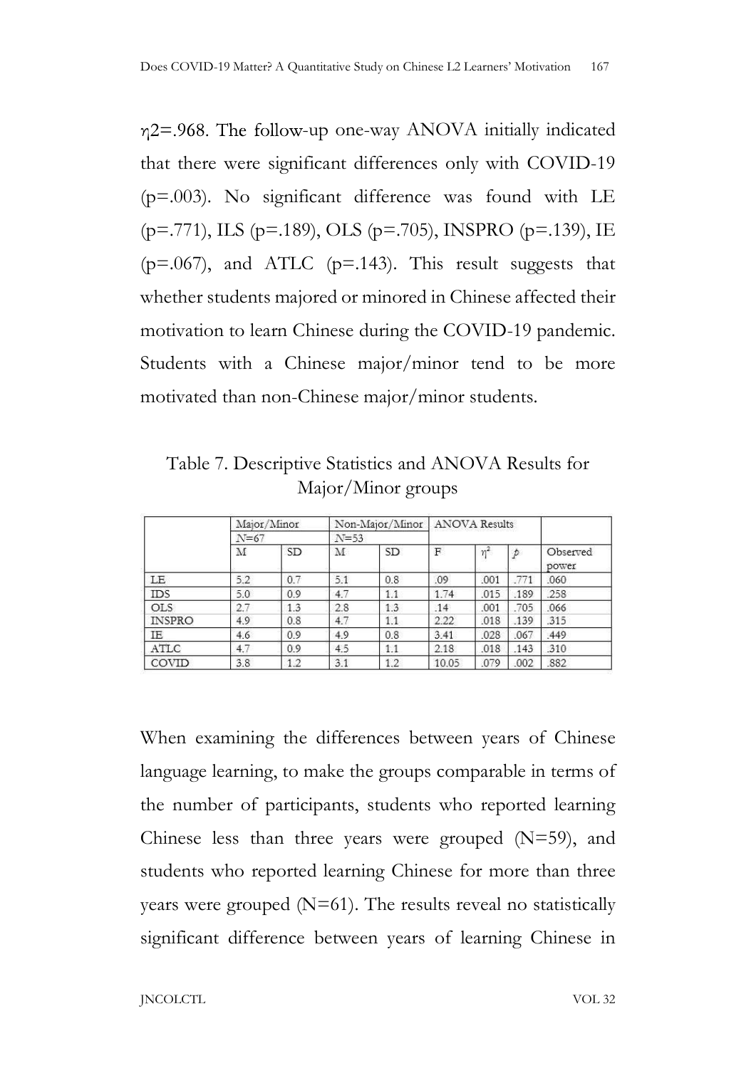$\eta 2$=.968. The follow-up one-way ANOVA initially indicated that there were significant differences only with COVID-19 ($p$=.003). No significant difference was found with LE ($p$=.771), ILS ($p$=.189), OLS ($p$=.705), INSPRO ($p$=.139), IE ($p$=.067), and ATLC ($p$=.143). This result suggests that whether students majored or minored in Chinese affected their motivation to learn Chinese during the COVID-19 pandemic. Students with a Chinese major/minor tend to be more motivated than non-Chinese major/minor students.

Table 7. Descriptive Statistics and ANOVA Results for Major/Minor groups

| | Major/Minor $N$=67 | | Non-Major/Minor $N$=53 | | ANOVA Results | | | |
|---|---|---|---|---|---|---|---|---|
| | M | SD | M | SD | F | $\eta^2$ | $p$ | Observed power |
| LE | 5.2 | 0.7 | 5.1 | 0.8 | .09 | .001 | .771 | .060 |
| IDS | 5.0 | 0.9 | 4.7 | 1.1 | 1.74 | .015 | .189 | .258 |
| OLS | 2.7 | 1.3 | 2.8 | 1.3 | .14 | .001 | .705 | .066 |
| INSPRO | 4.9 | 0.8 | 4.7 | 1.1 | 2.22 | .018 | .139 | .315 |
| IE | 4.6 | 0.9 | 4.9 | 0.8 | 3.41 | .028 | .067 | .449 |
| ATLC | 4.7 | 0.9 | 4.5 | 1.1 | 2.18 | .018 | .143 | .310 |
| COVID | 3.8 | 1.2 | 3.1 | 1.2 | 10.05 | .079 | .002 | .882 |

When examining the differences between years of Chinese language learning, to make the groups comparable in terms of the number of participants, students who reported learning Chinese less than three years were grouped (N=59), and students who reported learning Chinese for more than three years were grouped (N=61). The results reveal no statistically significant difference between years of learning Chinese in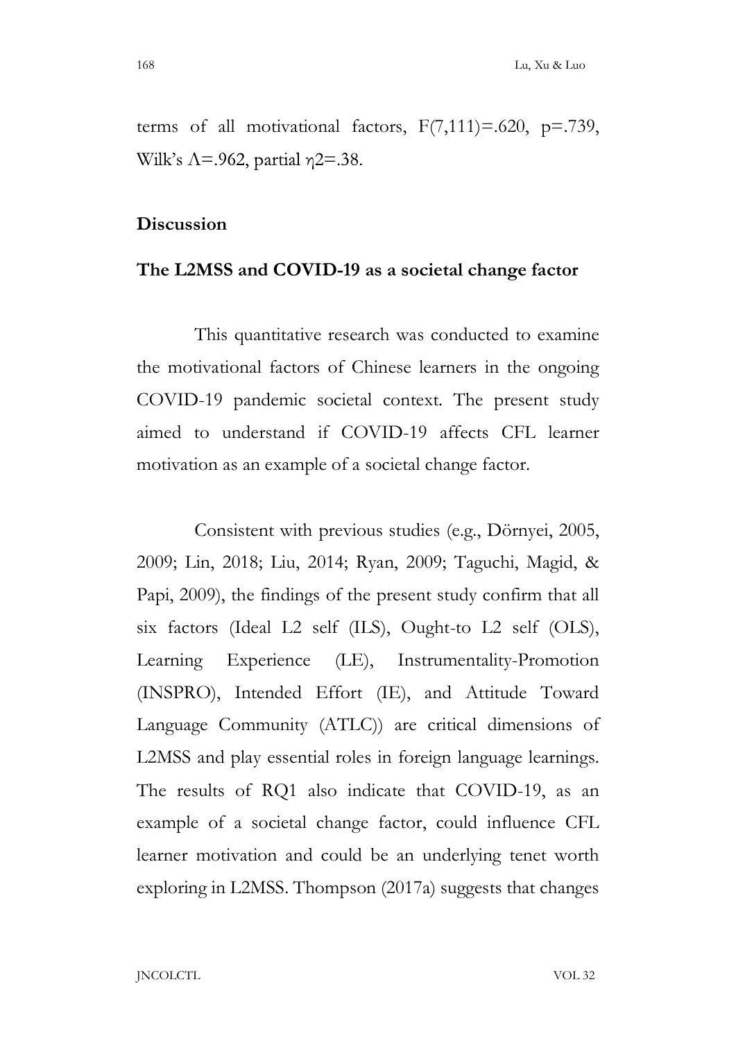terms of all motivational factors, $F(7,111)=.620$, $p=.739$, Wilk's $\Lambda=.962$, partial $\eta 2=.38$.

## Discussion

### The L2MSS and COVID-19 as a societal change factor

This quantitative research was conducted to examine the motivational factors of Chinese learners in the ongoing COVID-19 pandemic societal context. The present study aimed to understand if COVID-19 affects CFL learner motivation as an example of a societal change factor.

Consistent with previous studies (e.g., Dörnyei, 2005, 2009; Lin, 2018; Liu, 2014; Ryan, 2009; Taguchi, Magid, & Papi, 2009), the findings of the present study confirm that all six factors (Ideal L2 self (ILS), Ought-to L2 self (OLS), Learning Experience (LE), Instrumentality-Promotion (INSPRO), Intended Effort (IE), and Attitude Toward Language Community (ATLC)) are critical dimensions of L2MSS and play essential roles in foreign language learnings. The results of RQ1 also indicate that COVID-19, as an example of a societal change factor, could influence CFL learner motivation and could be an underlying tenet worth exploring in L2MSS. Thompson (2017a) suggests that changes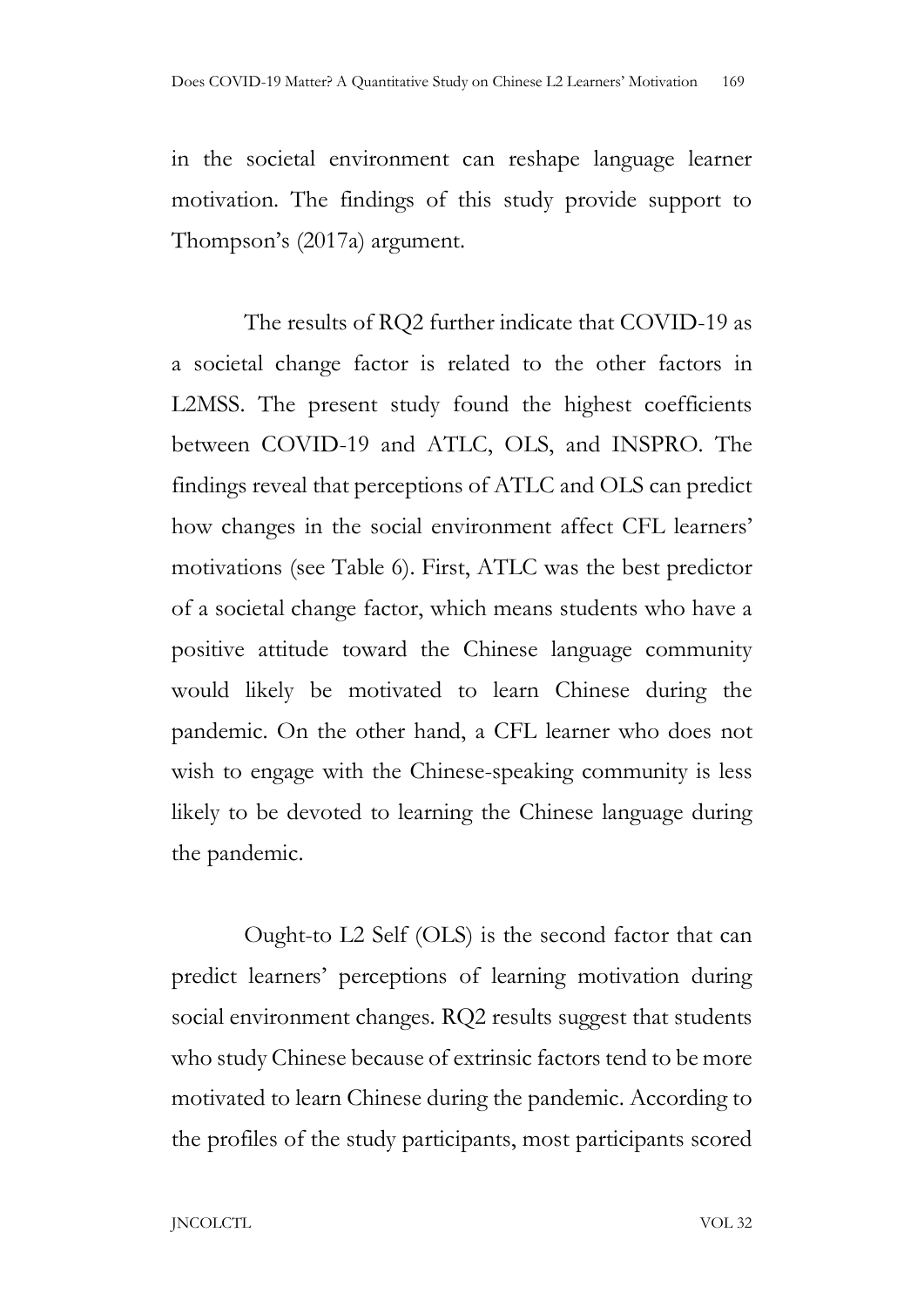in the societal environment can reshape language learner motivation. The findings of this study provide support to Thompson's (2017a) argument.

The results of RQ2 further indicate that COVID-19 as a societal change factor is related to the other factors in L2MSS. The present study found the highest coefficients between COVID-19 and ATLC, OLS, and INSPRO. The findings reveal that perceptions of ATLC and OLS can predict how changes in the social environment affect CFL learners' motivations (see Table 6). First, ATLC was the best predictor of a societal change factor, which means students who have a positive attitude toward the Chinese language community would likely be motivated to learn Chinese during the pandemic. On the other hand, a CFL learner who does not wish to engage with the Chinese-speaking community is less likely to be devoted to learning the Chinese language during the pandemic.

Ought-to L2 Self (OLS) is the second factor that can predict learners' perceptions of learning motivation during social environment changes. RQ2 results suggest that students who study Chinese because of extrinsic factors tend to be more motivated to learn Chinese during the pandemic. According to the profiles of the study participants, most participants scored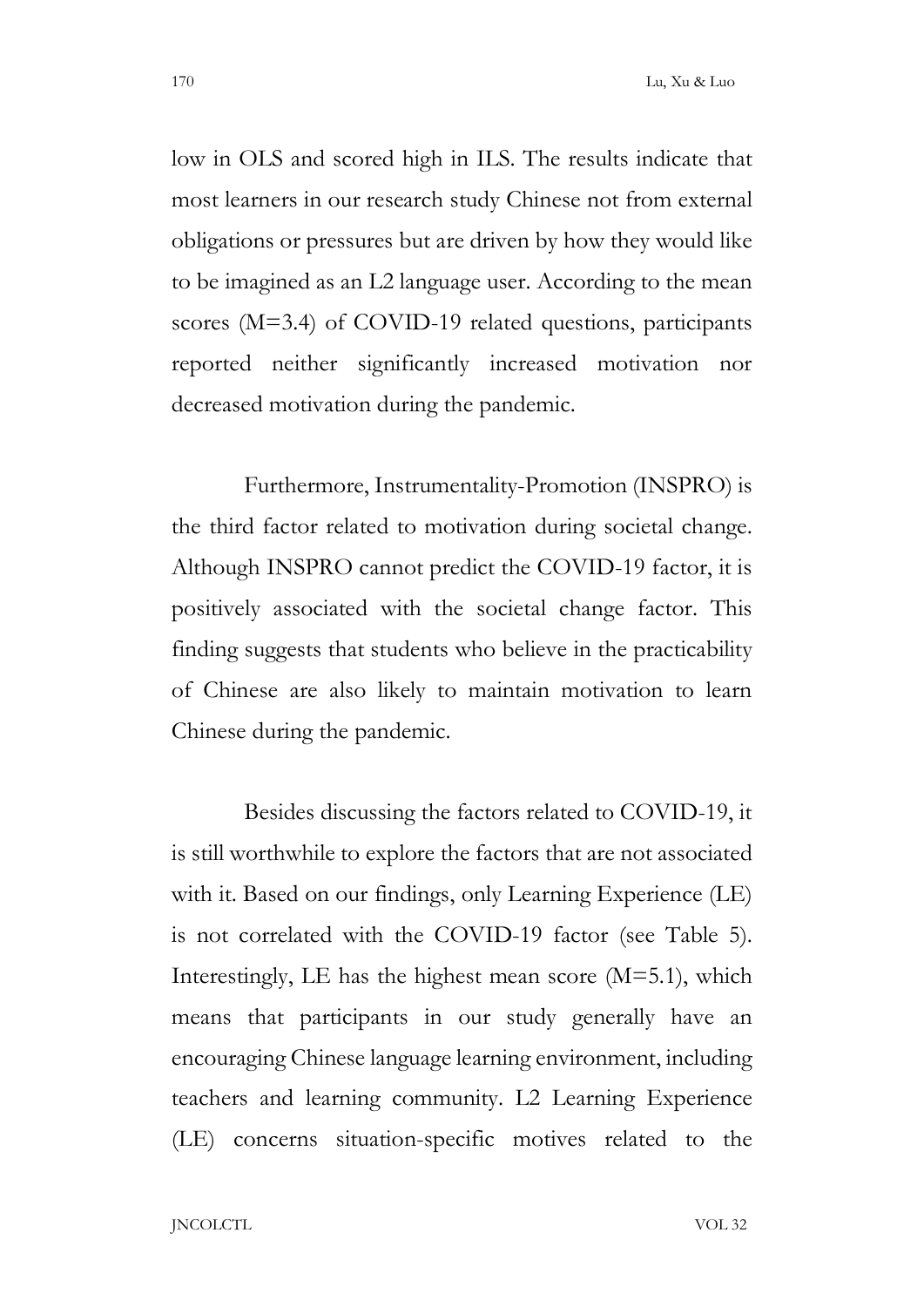low in OLS and scored high in ILS. The results indicate that most learners in our research study Chinese not from external obligations or pressures but are driven by how they would like to be imagined as an L2 language user. According to the mean scores (M=3.4) of COVID-19 related questions, participants reported neither significantly increased motivation nor decreased motivation during the pandemic.

Furthermore, Instrumentality-Promotion (INSPRO) is the third factor related to motivation during societal change. Although INSPRO cannot predict the COVID-19 factor, it is positively associated with the societal change factor. This finding suggests that students who believe in the practicability of Chinese are also likely to maintain motivation to learn Chinese during the pandemic.

Besides discussing the factors related to COVID-19, it is still worthwhile to explore the factors that are not associated with it. Based on our findings, only Learning Experience (LE) is not correlated with the COVID-19 factor (see Table 5). Interestingly, LE has the highest mean score (M=5.1), which means that participants in our study generally have an encouraging Chinese language learning environment, including teachers and learning community. L2 Learning Experience (LE) concerns situation-specific motives related to the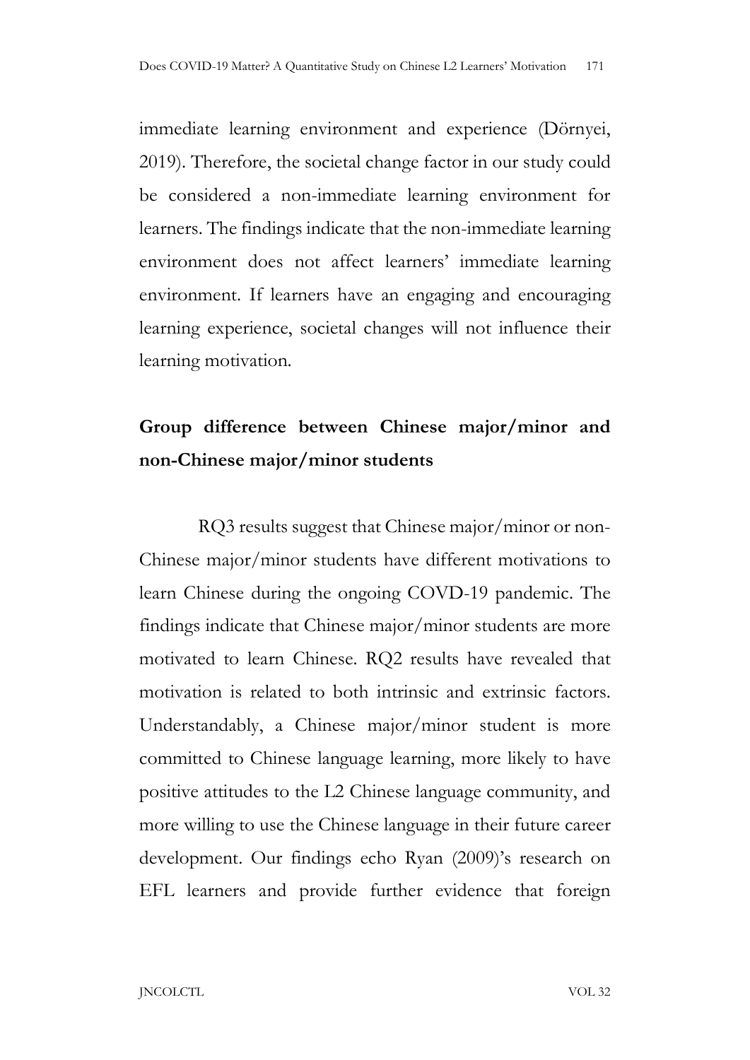immediate learning environment and experience (Dörnyei, 2019). Therefore, the societal change factor in our study could be considered a non-immediate learning environment for learners. The findings indicate that the non-immediate learning environment does not affect learners' immediate learning environment. If learners have an engaging and encouraging learning experience, societal changes will not influence their learning motivation.

## Group difference between Chinese major/minor and non-Chinese major/minor students

RQ3 results suggest that Chinese major/minor or non-Chinese major/minor students have different motivations to learn Chinese during the ongoing COVD-19 pandemic. The findings indicate that Chinese major/minor students are more motivated to learn Chinese. RQ2 results have revealed that motivation is related to both intrinsic and extrinsic factors. Understandably, a Chinese major/minor student is more committed to Chinese language learning, more likely to have positive attitudes to the L2 Chinese language community, and more willing to use the Chinese language in their future career development. Our findings echo Ryan (2009)'s research on EFL learners and provide further evidence that foreign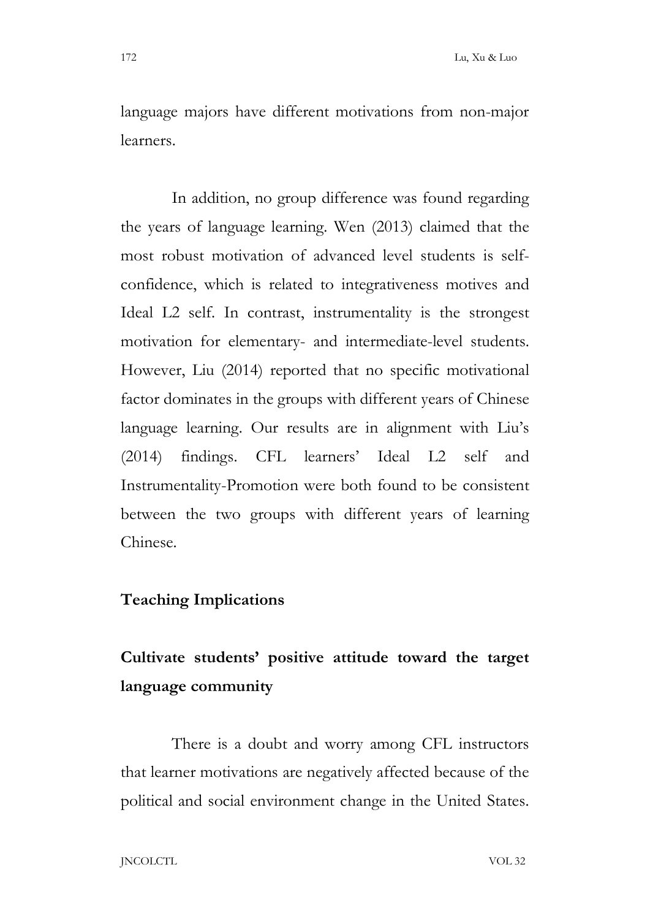language majors have different motivations from non-major learners.

In addition, no group difference was found regarding the years of language learning. Wen (2013) claimed that the most robust motivation of advanced level students is self-confidence, which is related to integrativeness motives and Ideal L2 self. In contrast, instrumentality is the strongest motivation for elementary- and intermediate-level students. However, Liu (2014) reported that no specific motivational factor dominates in the groups with different years of Chinese language learning. Our results are in alignment with Liu's (2014) findings. CFL learners' Ideal L2 self and Instrumentality-Promotion were both found to be consistent between the two groups with different years of learning Chinese.

## Teaching Implications

### Cultivate students' positive attitude toward the target language community

There is a doubt and worry among CFL instructors that learner motivations are negatively affected because of the political and social environment change in the United States.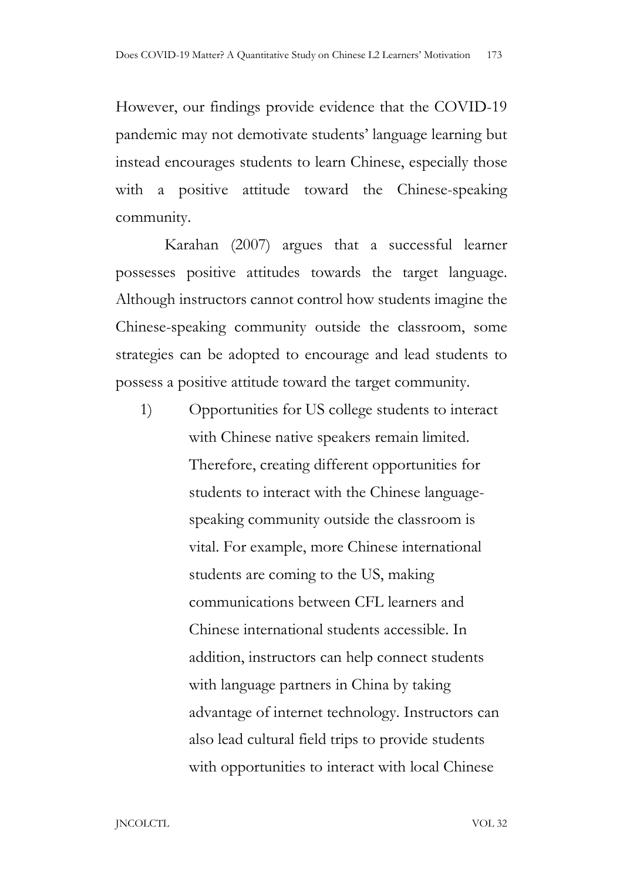However, our findings provide evidence that the COVID-19 pandemic may not demotivate students' language learning but instead encourages students to learn Chinese, especially those with a positive attitude toward the Chinese-speaking community.

Karahan (2007) argues that a successful learner possesses positive attitudes towards the target language. Although instructors cannot control how students imagine the Chinese-speaking community outside the classroom, some strategies can be adopted to encourage and lead students to possess a positive attitude toward the target community.

1) Opportunities for US college students to interact with Chinese native speakers remain limited. Therefore, creating different opportunities for students to interact with the Chinese language-speaking community outside the classroom is vital. For example, more Chinese international students are coming to the US, making communications between CFL learners and Chinese international students accessible. In addition, instructors can help connect students with language partners in China by taking advantage of internet technology. Instructors can also lead cultural field trips to provide students with opportunities to interact with local Chinese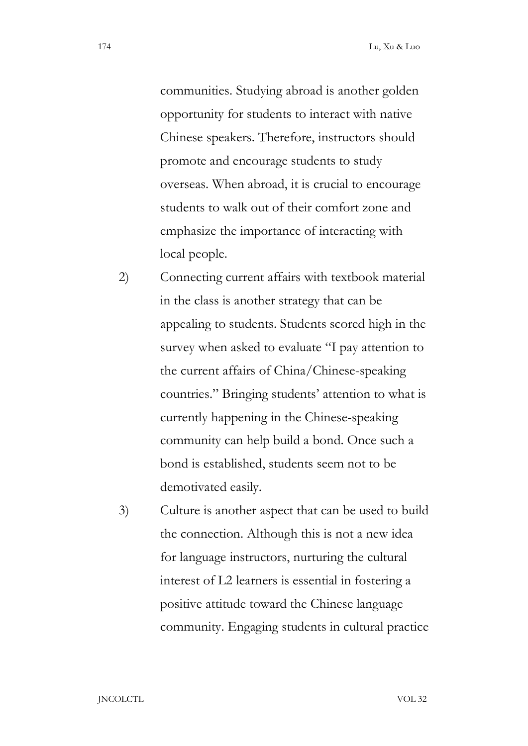communities. Studying abroad is another golden opportunity for students to interact with native Chinese speakers. Therefore, instructors should promote and encourage students to study overseas. When abroad, it is crucial to encourage students to walk out of their comfort zone and emphasize the importance of interacting with local people.

2) Connecting current affairs with textbook material in the class is another strategy that can be appealing to students. Students scored high in the survey when asked to evaluate "I pay attention to the current affairs of China/Chinese-speaking countries." Bringing students' attention to what is currently happening in the Chinese-speaking community can help build a bond. Once such a bond is established, students seem not to be demotivated easily.

3) Culture is another aspect that can be used to build the connection. Although this is not a new idea for language instructors, nurturing the cultural interest of L2 learners is essential in fostering a positive attitude toward the Chinese language community. Engaging students in cultural practice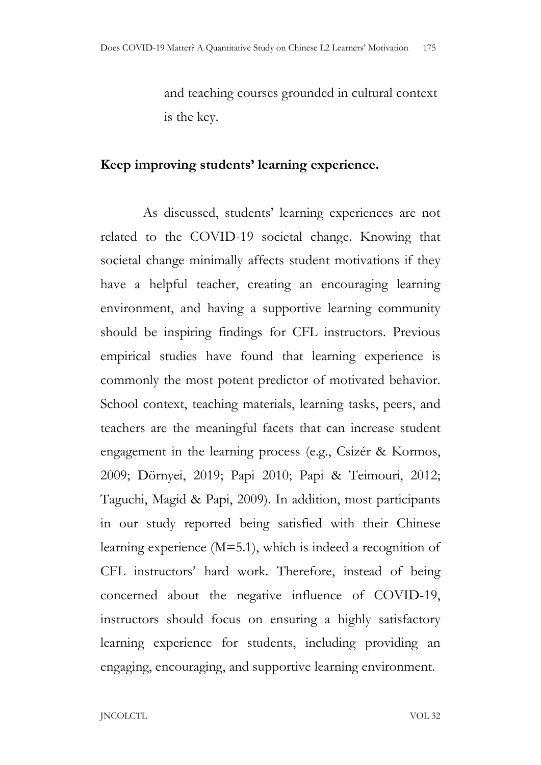and teaching courses grounded in cultural context is the key.

**Keep improving students' learning experience.**

As discussed, students' learning experiences are not related to the COVID-19 societal change. Knowing that societal change minimally affects student motivations if they have a helpful teacher, creating an encouraging learning environment, and having a supportive learning community should be inspiring findings for CFL instructors. Previous empirical studies have found that learning experience is commonly the most potent predictor of motivated behavior. School context, teaching materials, learning tasks, peers, and teachers are the meaningful facets that can increase student engagement in the learning process (e.g., Csizér & Kormos, 2009; Dörnyei, 2019; Papi 2010; Papi & Teimouri, 2012; Taguchi, Magid & Papi, 2009). In addition, most participants in our study reported being satisfied with their Chinese learning experience (M=5.1), which is indeed a recognition of CFL instructors' hard work. Therefore, instead of being concerned about the negative influence of COVID-19, instructors should focus on ensuring a highly satisfactory learning experience for students, including providing an engaging, encouraging, and supportive learning environment.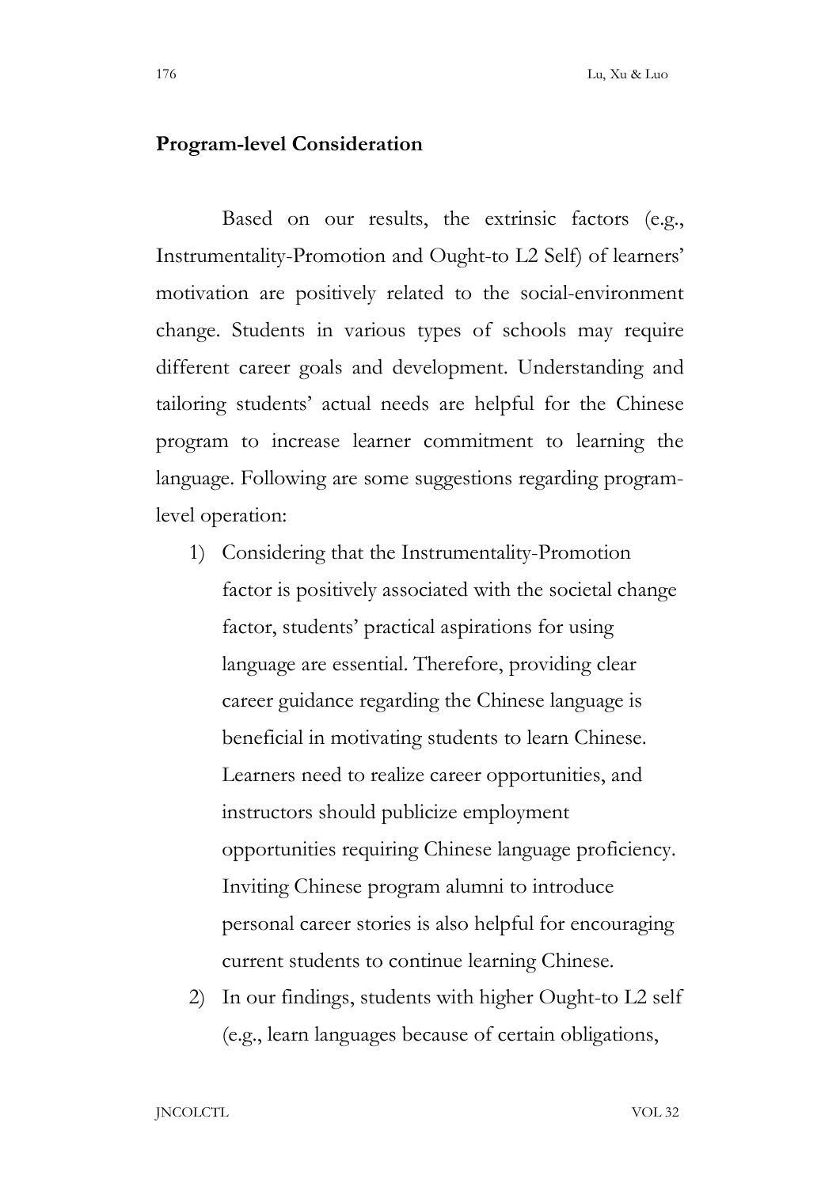## Program-level Consideration

Based on our results, the extrinsic factors (e.g., Instrumentality-Promotion and Ought-to L2 Self) of learners' motivation are positively related to the social-environment change. Students in various types of schools may require different career goals and development. Understanding and tailoring students' actual needs are helpful for the Chinese program to increase learner commitment to learning the language. Following are some suggestions regarding program-level operation:

1) Considering that the Instrumentality-Promotion factor is positively associated with the societal change factor, students' practical aspirations for using language are essential. Therefore, providing clear career guidance regarding the Chinese language is beneficial in motivating students to learn Chinese. Learners need to realize career opportunities, and instructors should publicize employment opportunities requiring Chinese language proficiency. Inviting Chinese program alumni to introduce personal career stories is also helpful for encouraging current students to continue learning Chinese.
2) In our findings, students with higher Ought-to L2 self (e.g., learn languages because of certain obligations,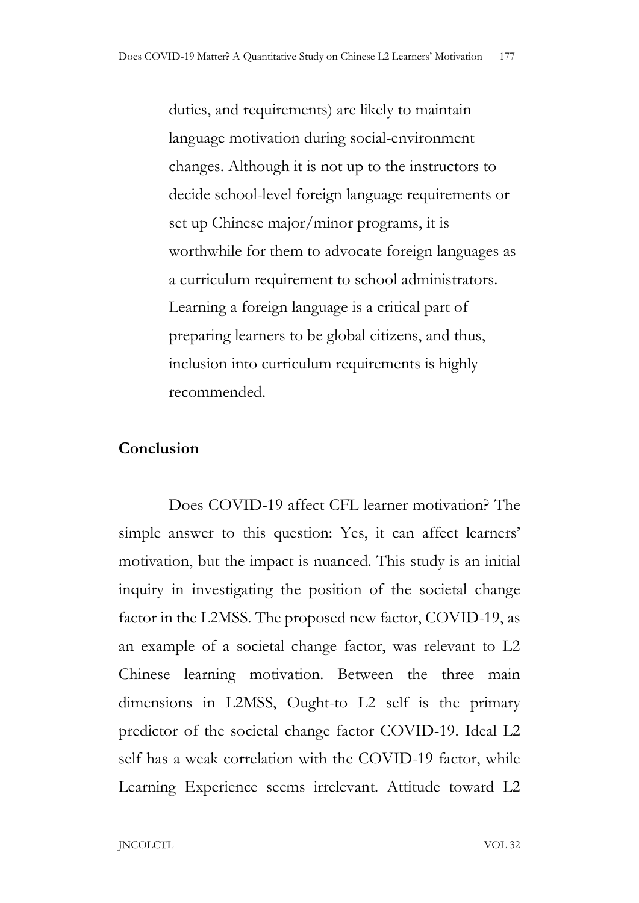duties, and requirements) are likely to maintain language motivation during social-environment changes. Although it is not up to the instructors to decide school-level foreign language requirements or set up Chinese major/minor programs, it is worthwhile for them to advocate foreign languages as a curriculum requirement to school administrators. Learning a foreign language is a critical part of preparing learners to be global citizens, and thus, inclusion into curriculum requirements is highly recommended.

## Conclusion

Does COVID-19 affect CFL learner motivation? The simple answer to this question: Yes, it can affect learners' motivation, but the impact is nuanced. This study is an initial inquiry in investigating the position of the societal change factor in the L2MSS. The proposed new factor, COVID-19, as an example of a societal change factor, was relevant to L2 Chinese learning motivation. Between the three main dimensions in L2MSS, Ought-to L2 self is the primary predictor of the societal change factor COVID-19. Ideal L2 self has a weak correlation with the COVID-19 factor, while Learning Experience seems irrelevant. Attitude toward L2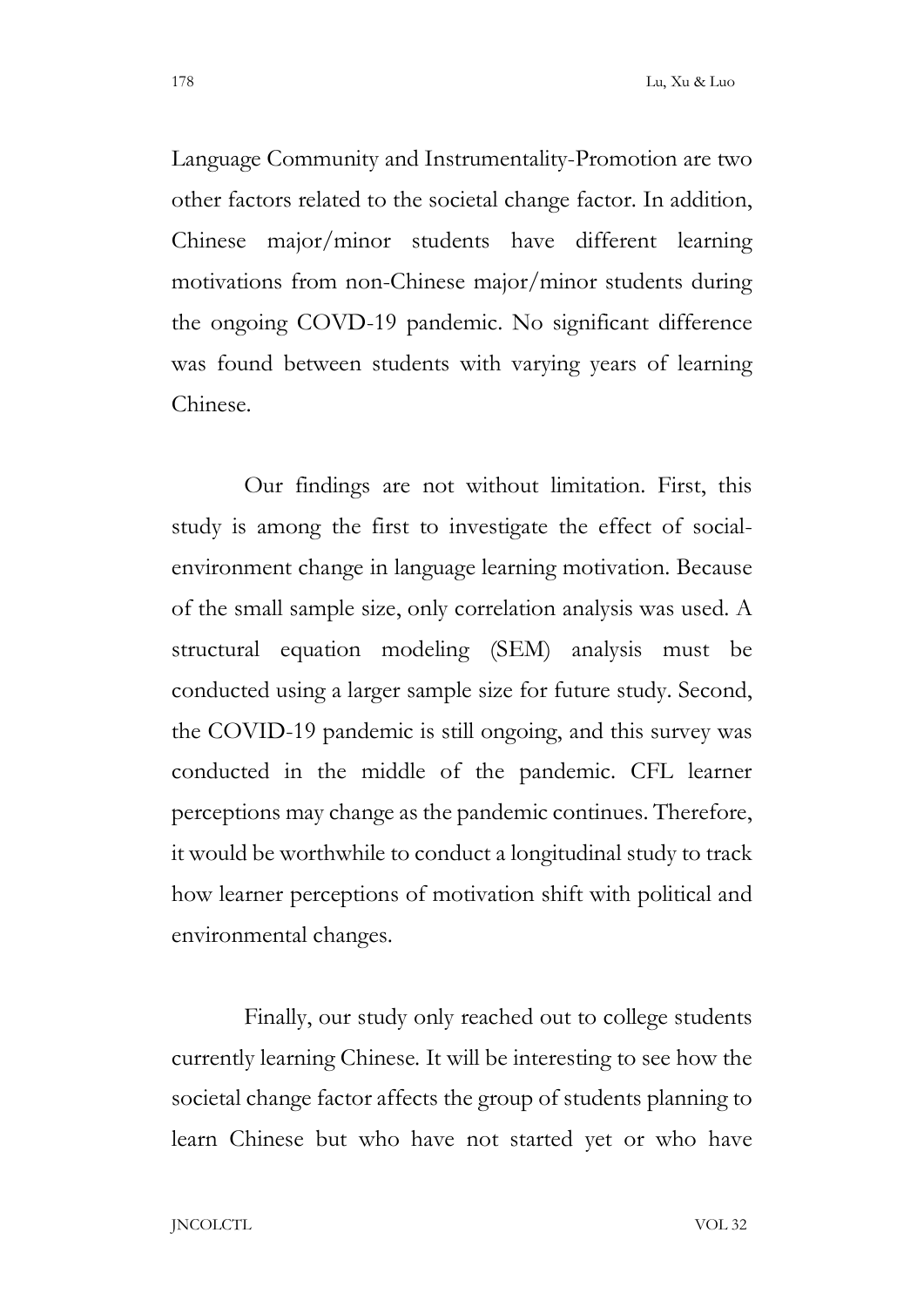Language Community and Instrumentality-Promotion are two other factors related to the societal change factor. In addition, Chinese major/minor students have different learning motivations from non-Chinese major/minor students during the ongoing COVD-19 pandemic. No significant difference was found between students with varying years of learning Chinese.

Our findings are not without limitation. First, this study is among the first to investigate the effect of social-environment change in language learning motivation. Because of the small sample size, only correlation analysis was used. A structural equation modeling (SEM) analysis must be conducted using a larger sample size for future study. Second, the COVID-19 pandemic is still ongoing, and this survey was conducted in the middle of the pandemic. CFL learner perceptions may change as the pandemic continues. Therefore, it would be worthwhile to conduct a longitudinal study to track how learner perceptions of motivation shift with political and environmental changes.

Finally, our study only reached out to college students currently learning Chinese. It will be interesting to see how the societal change factor affects the group of students planning to learn Chinese but who have not started yet or who have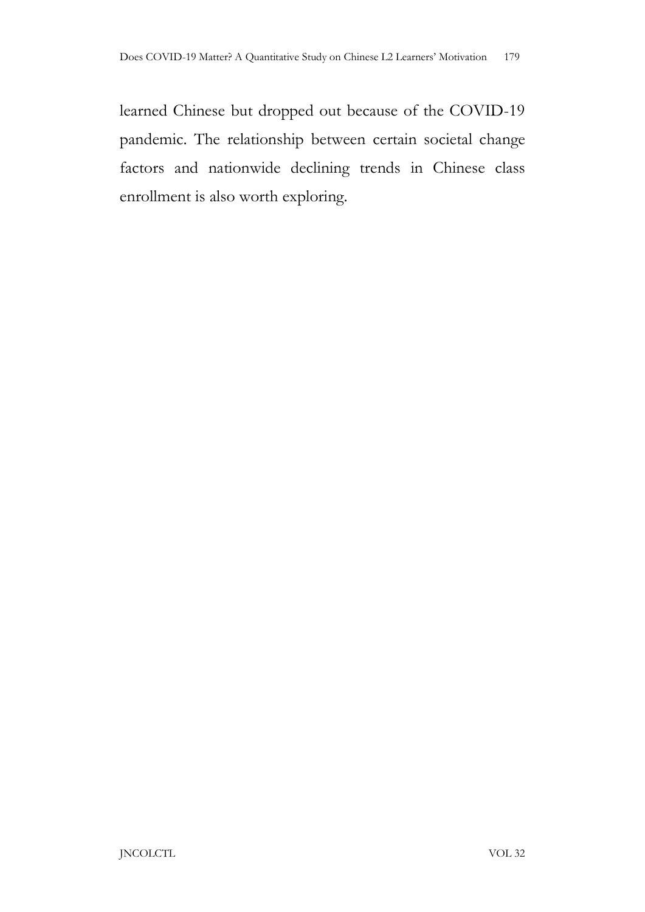learned Chinese but dropped out because of the COVID-19 pandemic. The relationship between certain societal change factors and nationwide declining trends in Chinese class enrollment is also worth exploring.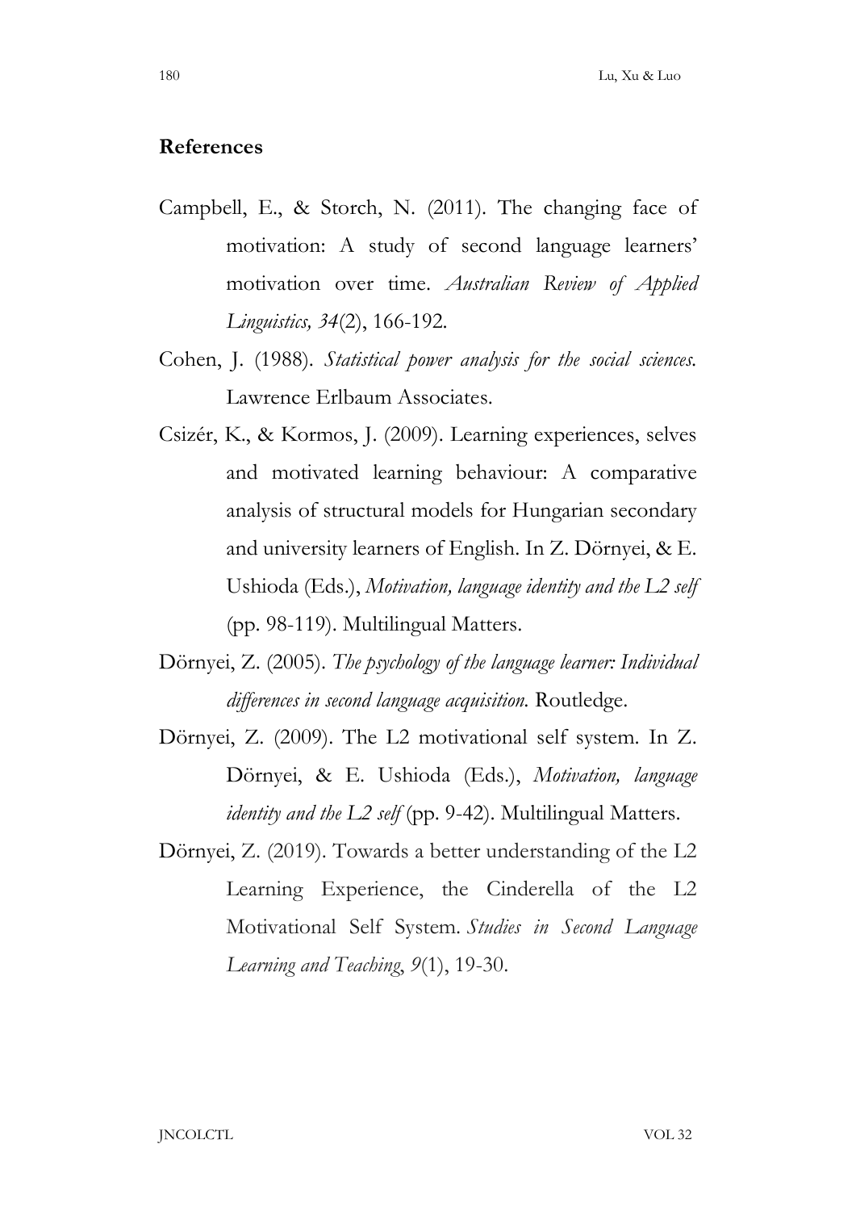## References

Campbell, E., & Storch, N. (2011). The changing face of motivation: A study of second language learners' motivation over time. *Australian Review of Applied Linguistics, 34*(2), 166-192.

Cohen, J. (1988). *Statistical power analysis for the social sciences.* Lawrence Erlbaum Associates.

Csizér, K., & Kormos, J. (2009). Learning experiences, selves and motivated learning behaviour: A comparative analysis of structural models for Hungarian secondary and university learners of English. In Z. Dörnyei, & E. Ushioda (Eds.), *Motivation, language identity and the L2 self* (pp. 98-119). Multilingual Matters.

Dörnyei, Z. (2005). *The psychology of the language learner: Individual differences in second language acquisition.* Routledge.

Dörnyei, Z. (2009). The L2 motivational self system. In Z. Dörnyei, & E. Ushioda (Eds.), *Motivation, language identity and the L2 self* (pp. 9-42). Multilingual Matters.

Dörnyei, Z. (2019). Towards a better understanding of the L2 Learning Experience, the Cinderella of the L2 Motivational Self System. *Studies in Second Language Learning and Teaching*, *9*(1), 19-30.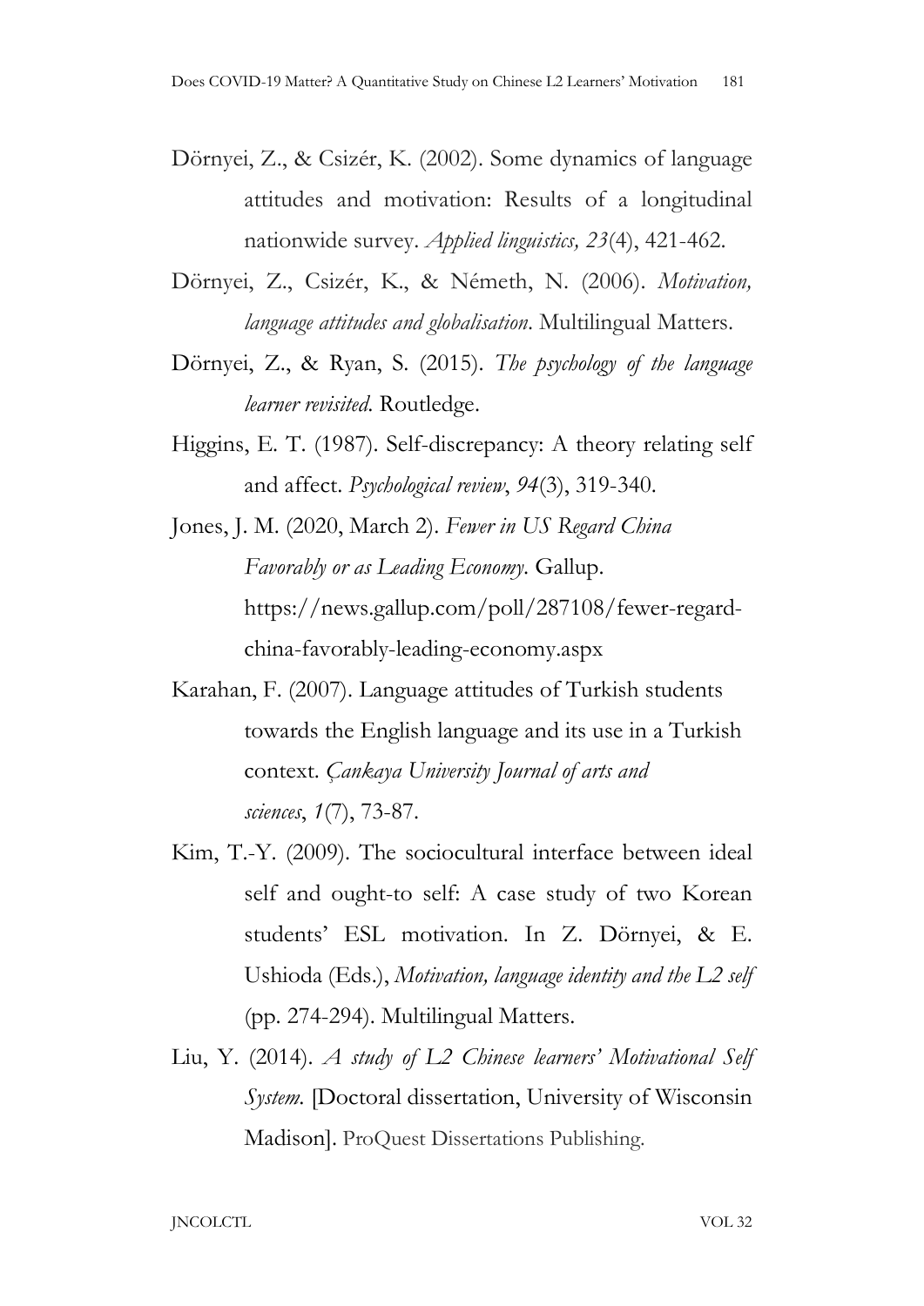Dörnyei, Z., & Csizér, K. (2002). Some dynamics of language attitudes and motivation: Results of a longitudinal nationwide survey. *Applied linguistics, 23*(4), 421-462.

Dörnyei, Z., Csizér, K., & Németh, N. (2006). *Motivation, language attitudes and globalisation*. Multilingual Matters.

Dörnyei, Z., & Ryan, S. (2015). *The psychology of the language learner revisited.* Routledge.

Higgins, E. T. (1987). Self-discrepancy: A theory relating self and affect. *Psychological review*, *94*(3), 319-340.

Jones, J. M. (2020, March 2). *Fewer in US Regard China Favorably or as Leading Economy*. Gallup. https://news.gallup.com/poll/287108/fewer-regard-china-favorably-leading-economy.aspx

Karahan, F. (2007). Language attitudes of Turkish students towards the English language and its use in a Turkish context. *Çankaya University Journal of arts and sciences*, *1*(7), 73-87.

Kim, T.-Y. (2009). The sociocultural interface between ideal self and ought-to self: A case study of two Korean students' ESL motivation. In Z. Dörnyei, & E. Ushioda (Eds.), *Motivation, language identity and the L2 self* (pp. 274-294). Multilingual Matters.

Liu, Y. (2014). *A study of L2 Chinese learners' Motivational Self System.* [Doctoral dissertation, University of Wisconsin Madison]. ProQuest Dissertations Publishing.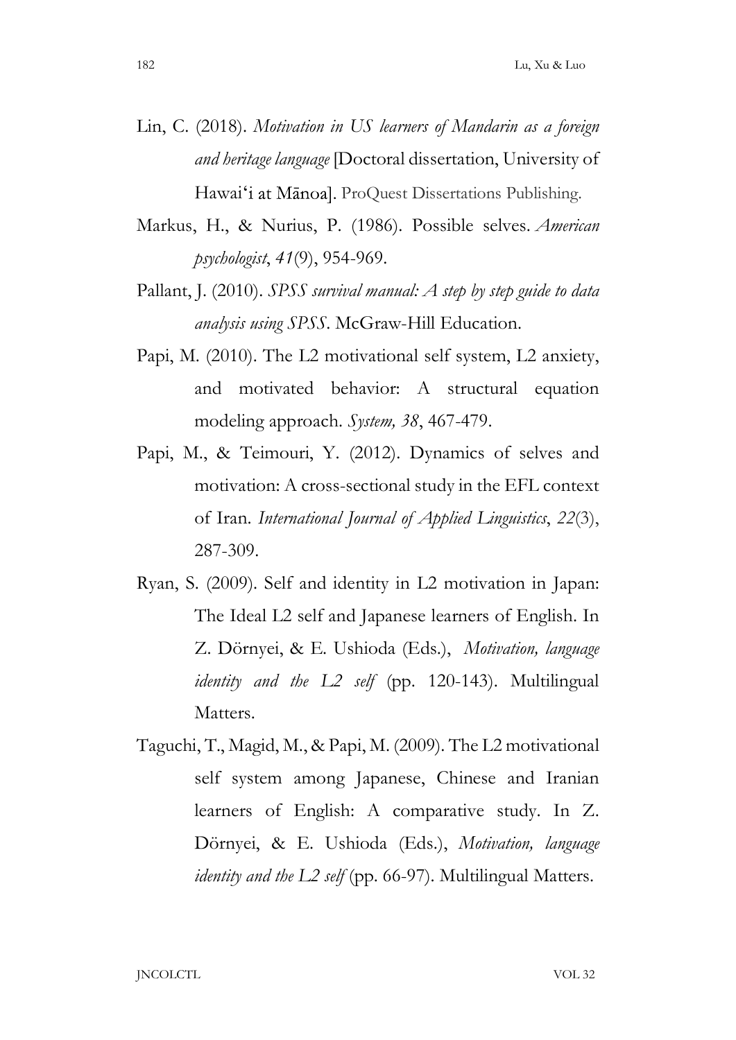Lin, C. (2018). *Motivation in US learners of Mandarin as a foreign and heritage language* [Doctoral dissertation, University of Hawaiʻi at Mānoa]. ProQuest Dissertations Publishing.

Markus, H., & Nurius, P. (1986). Possible selves. *American psychologist*, *41*(9), 954-969.

Pallant, J. (2010). *SPSS survival manual: A step by step guide to data analysis using SPSS*. McGraw-Hill Education.

Papi, M. (2010). The L2 motivational self system, L2 anxiety, and motivated behavior: A structural equation modeling approach. *System, 38*, 467-479.

Papi, M., & Teimouri, Y. (2012). Dynamics of selves and motivation: A cross-sectional study in the EFL context of Iran. *International Journal of Applied Linguistics*, *22*(3), 287-309.

Ryan, S. (2009). Self and identity in L2 motivation in Japan: The Ideal L2 self and Japanese learners of English. In Z. Dörnyei, & E. Ushioda (Eds.), *Motivation, language identity and the L2 self* (pp. 120-143). Multilingual Matters.

Taguchi, T., Magid, M., & Papi, M. (2009). The L2 motivational self system among Japanese, Chinese and Iranian learners of English: A comparative study. In Z. Dörnyei, & E. Ushioda (Eds.), *Motivation, language identity and the L2 self* (pp. 66-97). Multilingual Matters.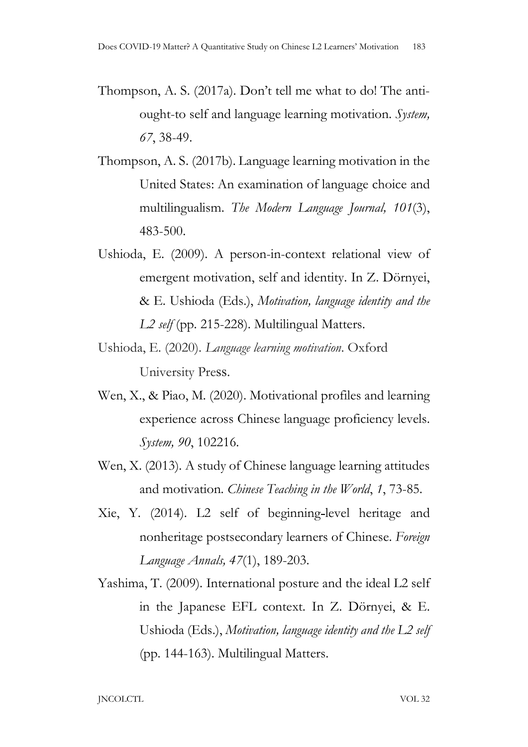Thompson, A. S. (2017a). Don't tell me what to do! The anti-ought-to self and language learning motivation. *System, 67*, 38-49.

Thompson, A. S. (2017b). Language learning motivation in the United States: An examination of language choice and multilingualism. *The Modern Language Journal, 101*(3), 483-500.

Ushioda, E. (2009). A person-in-context relational view of emergent motivation, self and identity. In Z. Dörnyei, & E. Ushioda (Eds.), *Motivation, language identity and the L2 self* (pp. 215-228). Multilingual Matters.

Ushioda, E. (2020). *Language learning motivation*. Oxford University Press.

Wen, X., & Piao, M. (2020). Motivational profiles and learning experience across Chinese language proficiency levels. *System, 90*, 102216.

Wen, X. (2013). A study of Chinese language learning attitudes and motivation. *Chinese Teaching in the World*, *1*, 73-85.

Xie, Y. (2014). L2 self of beginning-level heritage and nonheritage postsecondary learners of Chinese. *Foreign Language Annals, 47*(1), 189-203.

Yashima, T. (2009). International posture and the ideal L2 self in the Japanese EFL context. In Z. Dörnyei, & E. Ushioda (Eds.), *Motivation, language identity and the L2 self* (pp. 144-163). Multilingual Matters.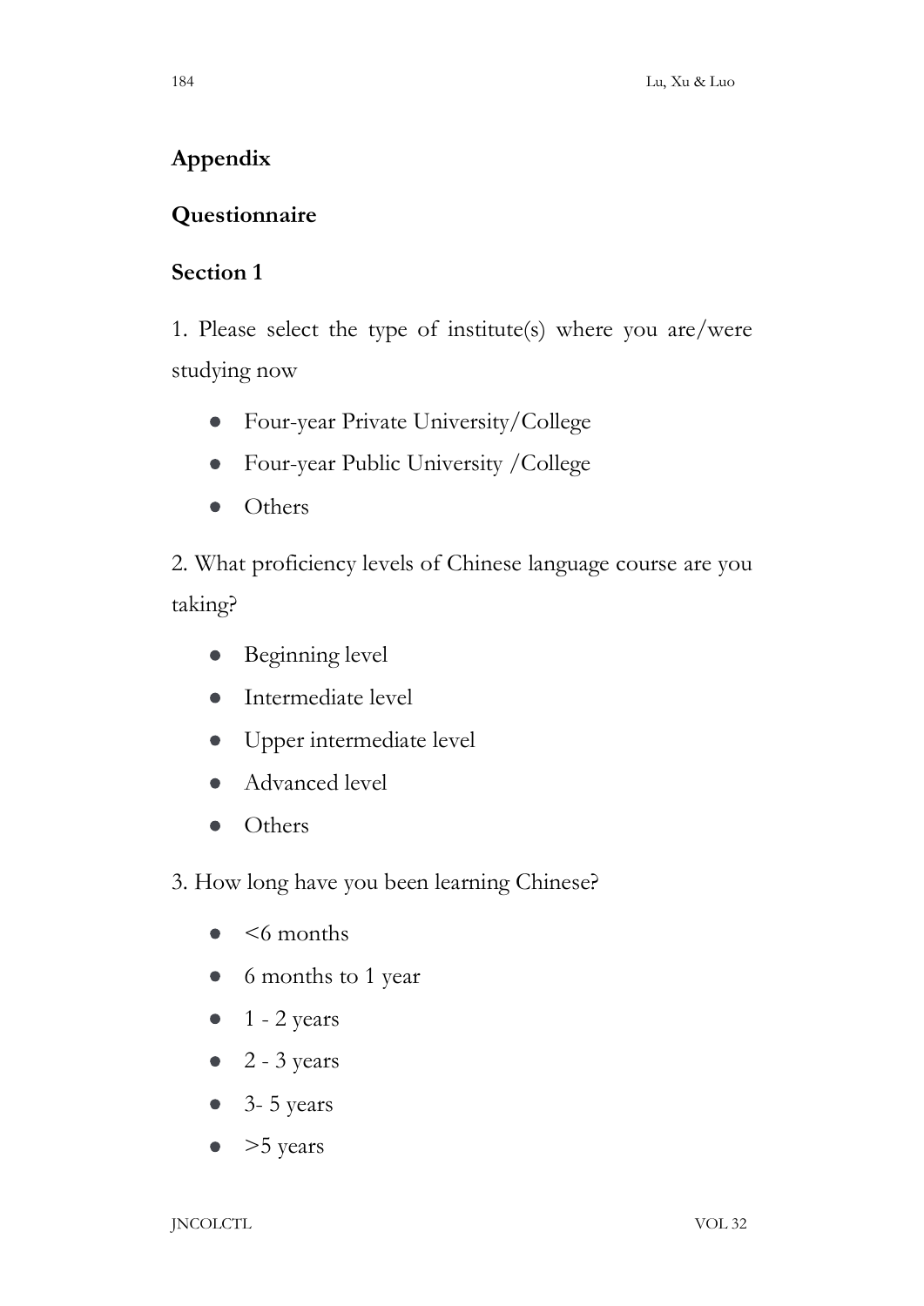## Appendix

## Questionnaire

### Section 1

1. Please select the type of institute(s) where you are/were studying now

- Four-year Private University/College
- Four-year Public University /College
- Others

2. What proficiency levels of Chinese language course are you taking?

- Beginning level
- Intermediate level
- Upper intermediate level
- Advanced level
- Others

3. How long have you been learning Chinese?

- <6 months
- 6 months to 1 year
- 1 - 2 years
- 2 - 3 years
- 3- 5 years
- >5 years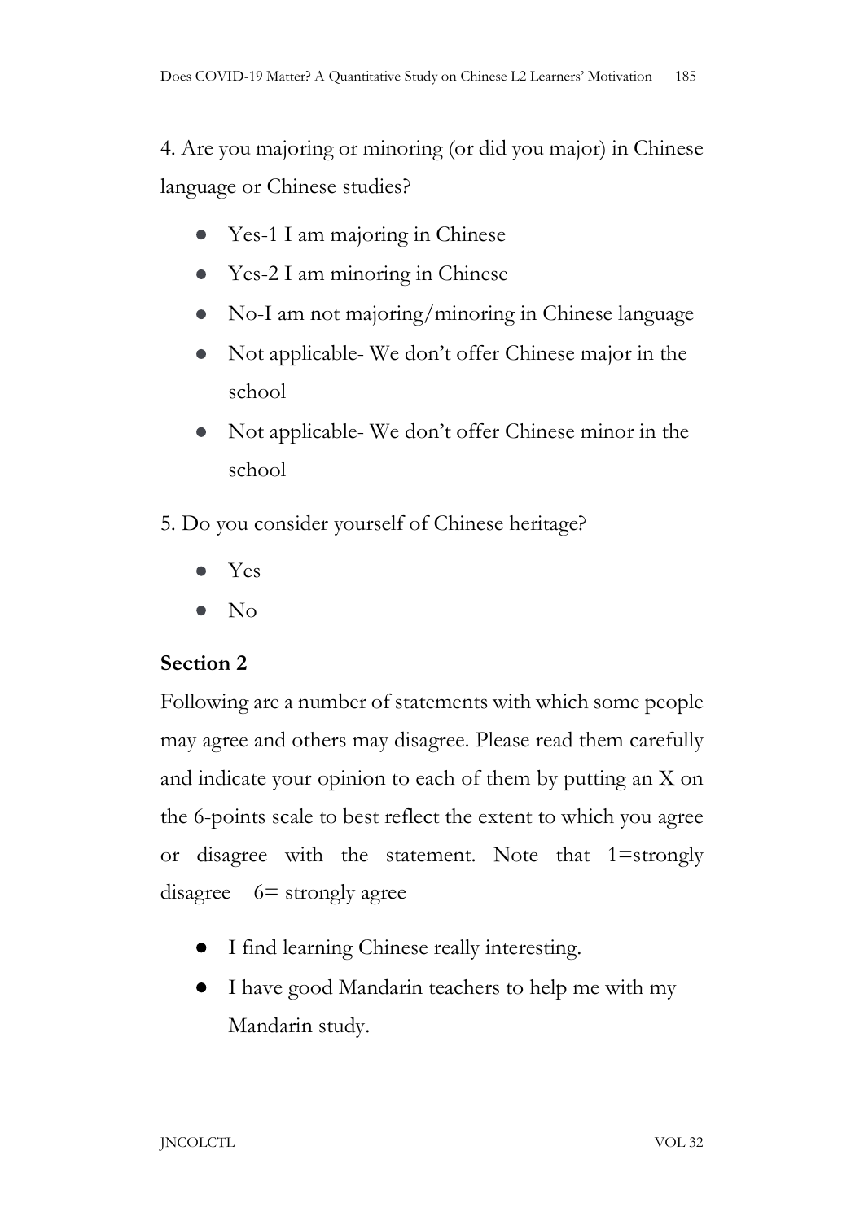4. Are you majoring or minoring (or did you major) in Chinese language or Chinese studies?

- Yes-1 I am majoring in Chinese
- Yes-2 I am minoring in Chinese
- No-I am not majoring/minoring in Chinese language
- Not applicable- We don't offer Chinese major in the school
- Not applicable- We don't offer Chinese minor in the school

5. Do you consider yourself of Chinese heritage?

- Yes
- No

**Section 2**

Following are a number of statements with which some people may agree and others may disagree. Please read them carefully and indicate your opinion to each of them by putting an X on the 6-points scale to best reflect the extent to which you agree or disagree with the statement. Note that 1=strongly disagree 6= strongly agree

- I find learning Chinese really interesting.
- I have good Mandarin teachers to help me with my Mandarin study.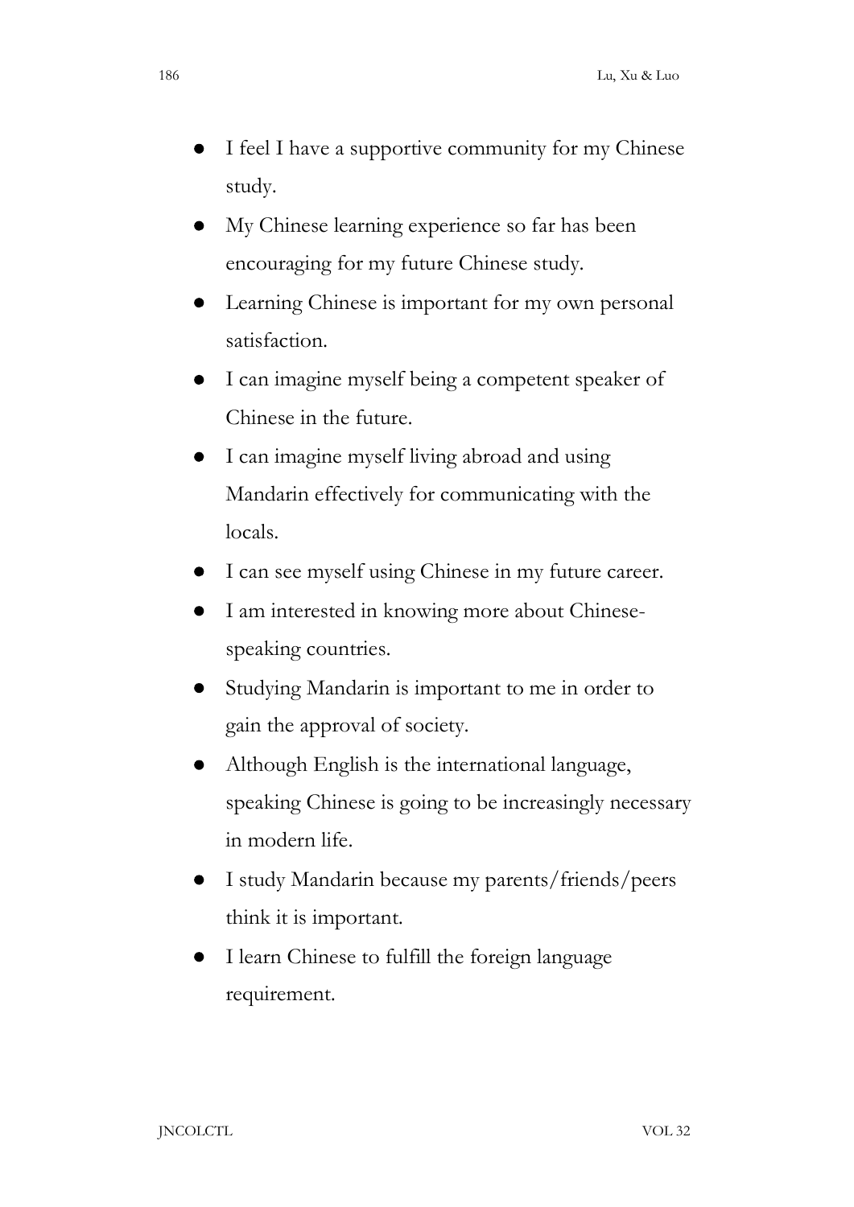- I feel I have a supportive community for my Chinese study.
- My Chinese learning experience so far has been encouraging for my future Chinese study.
- Learning Chinese is important for my own personal satisfaction.
- I can imagine myself being a competent speaker of Chinese in the future.
- I can imagine myself living abroad and using Mandarin effectively for communicating with the locals.
- I can see myself using Chinese in my future career.
- I am interested in knowing more about Chinese-speaking countries.
- Studying Mandarin is important to me in order to gain the approval of society.
- Although English is the international language, speaking Chinese is going to be increasingly necessary in modern life.
- I study Mandarin because my parents/friends/peers think it is important.
- I learn Chinese to fulfill the foreign language requirement.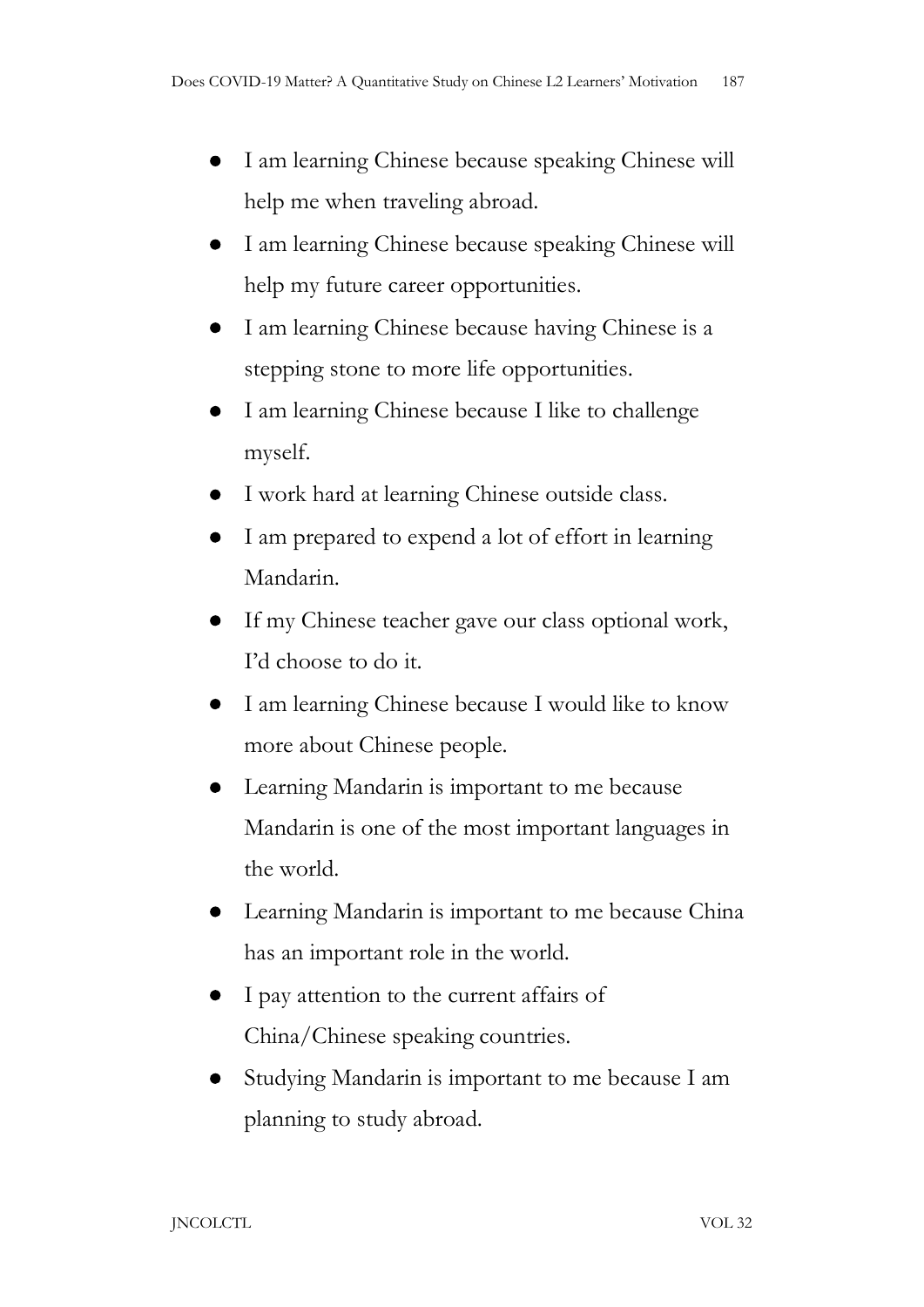- I am learning Chinese because speaking Chinese will help me when traveling abroad.
- I am learning Chinese because speaking Chinese will help my future career opportunities.
- I am learning Chinese because having Chinese is a stepping stone to more life opportunities.
- I am learning Chinese because I like to challenge myself.
- I work hard at learning Chinese outside class.
- I am prepared to expend a lot of effort in learning Mandarin.
- If my Chinese teacher gave our class optional work, I'd choose to do it.
- I am learning Chinese because I would like to know more about Chinese people.
- Learning Mandarin is important to me because Mandarin is one of the most important languages in the world.
- Learning Mandarin is important to me because China has an important role in the world.
- I pay attention to the current affairs of China/Chinese speaking countries.
- Studying Mandarin is important to me because I am planning to study abroad.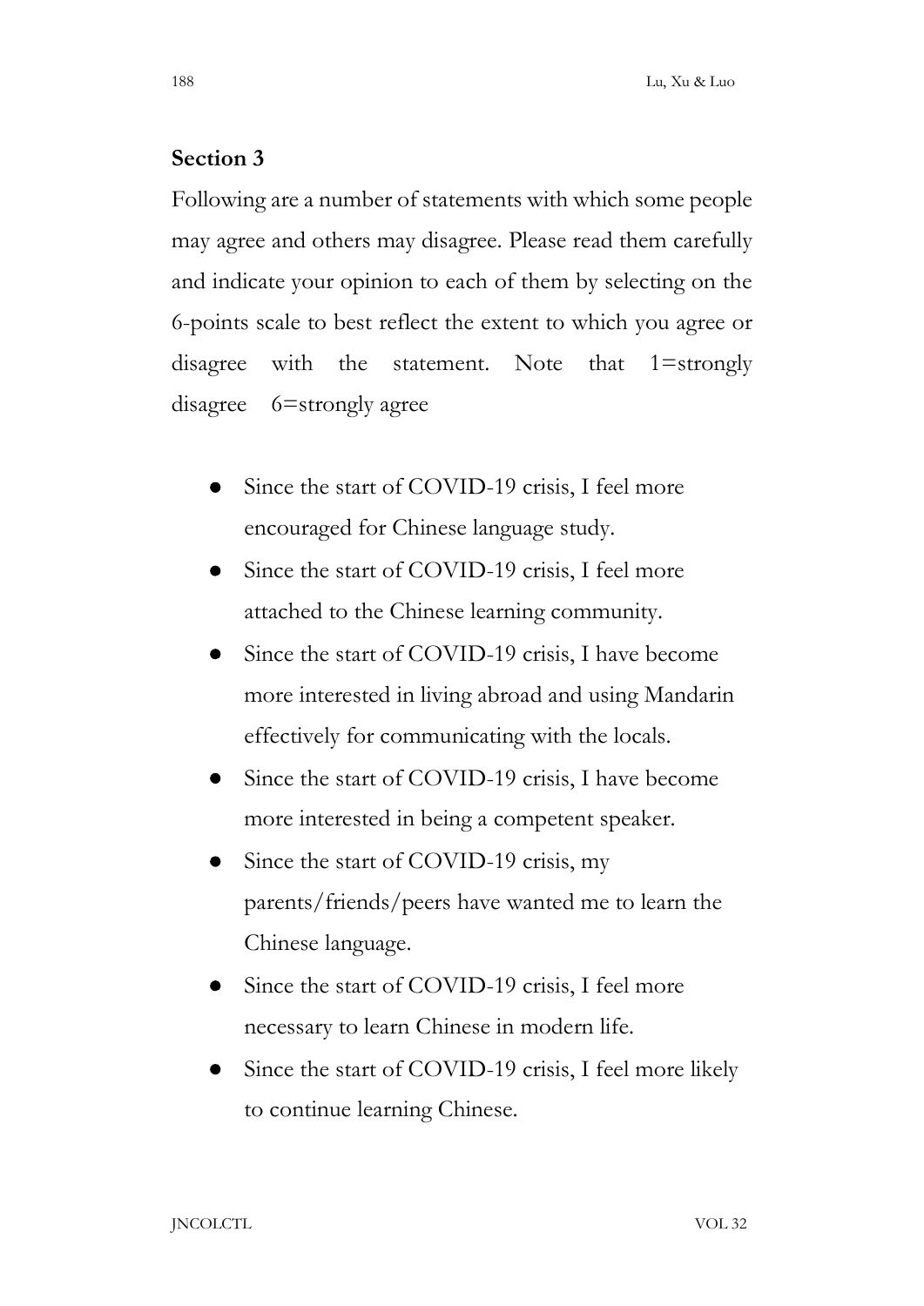## Section 3

Following are a number of statements with which some people may agree and others may disagree. Please read them carefully and indicate your opinion to each of them by selecting on the 6-points scale to best reflect the extent to which you agree or disagree with the statement. Note that 1=strongly disagree 6=strongly agree

- Since the start of COVID-19 crisis, I feel more encouraged for Chinese language study.
- Since the start of COVID-19 crisis, I feel more attached to the Chinese learning community.
- Since the start of COVID-19 crisis, I have become more interested in living abroad and using Mandarin effectively for communicating with the locals.
- Since the start of COVID-19 crisis, I have become more interested in being a competent speaker.
- Since the start of COVID-19 crisis, my parents/friends/peers have wanted me to learn the Chinese language.
- Since the start of COVID-19 crisis, I feel more necessary to learn Chinese in modern life.
- Since the start of COVID-19 crisis, I feel more likely to continue learning Chinese.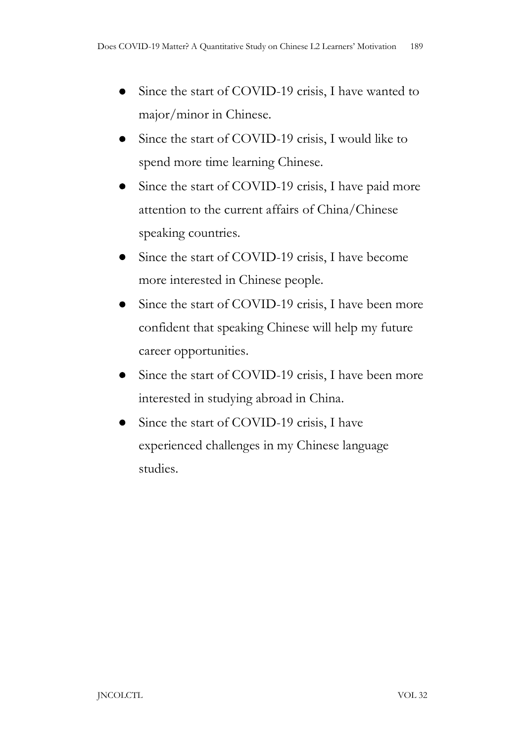- Since the start of COVID-19 crisis, I have wanted to major/minor in Chinese.
- Since the start of COVID-19 crisis, I would like to spend more time learning Chinese.
- Since the start of COVID-19 crisis, I have paid more attention to the current affairs of China/Chinese speaking countries.
- Since the start of COVID-19 crisis, I have become more interested in Chinese people.
- Since the start of COVID-19 crisis, I have been more confident that speaking Chinese will help my future career opportunities.
- Since the start of COVID-19 crisis, I have been more interested in studying abroad in China.
- Since the start of COVID-19 crisis, I have experienced challenges in my Chinese language studies.